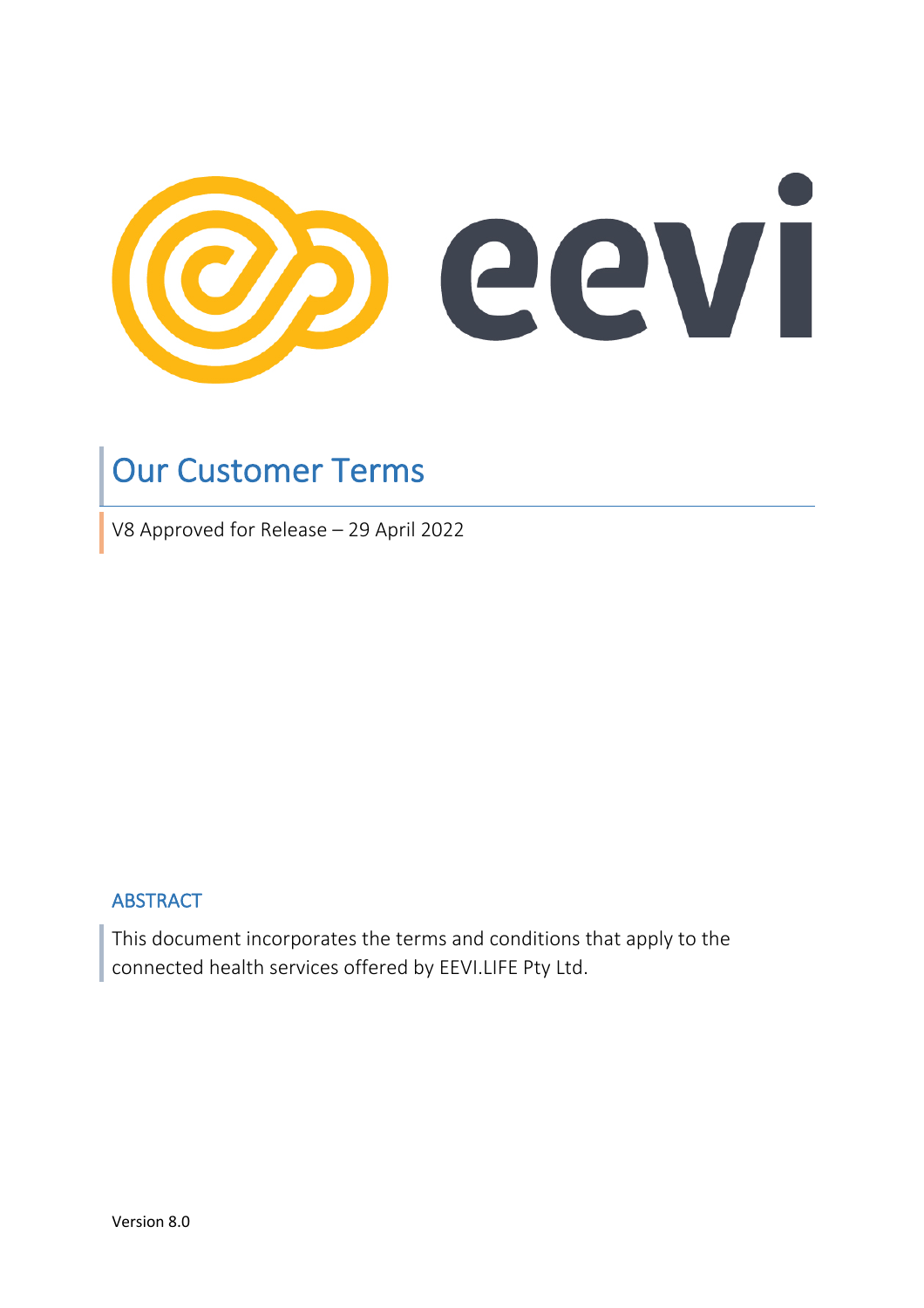eevi

# Our Customer Terms

V8 Approved for Release – 29 April 2022

## ABSTRACT

This document incorporates the terms and conditions that apply to the connected health services offered by EEVI.LIFE Pty Ltd.

Version 8.0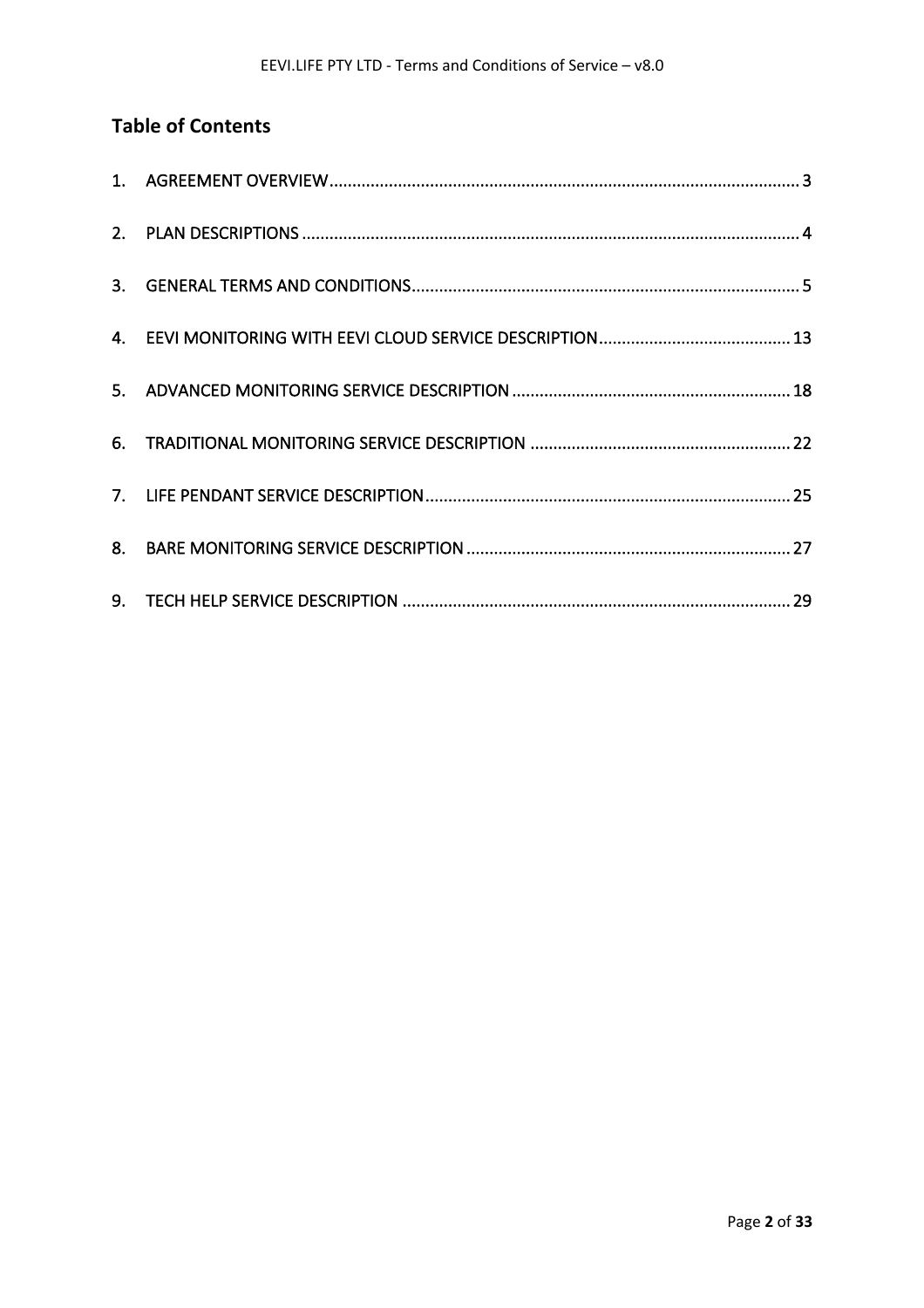## Table of Contents

1. AGREEMENT OVERVIEW ........ 3
2. PLAN DESCRIPTIONS ........ 4
3. GENERAL TERMS AND CONDITIONS ........ 5
4. EEVI MONITORING WITH EEVI CLOUD SERVICE DESCRIPTION ........ 13
5. ADVANCED MONITORING SERVICE DESCRIPTION ........ 18
6. TRADITIONAL MONITORING SERVICE DESCRIPTION ........ 22
7. LIFE PENDANT SERVICE DESCRIPTION ........ 25
8. BARE MONITORING SERVICE DESCRIPTION ........ 27
9. TECH HELP SERVICE DESCRIPTION ........ 29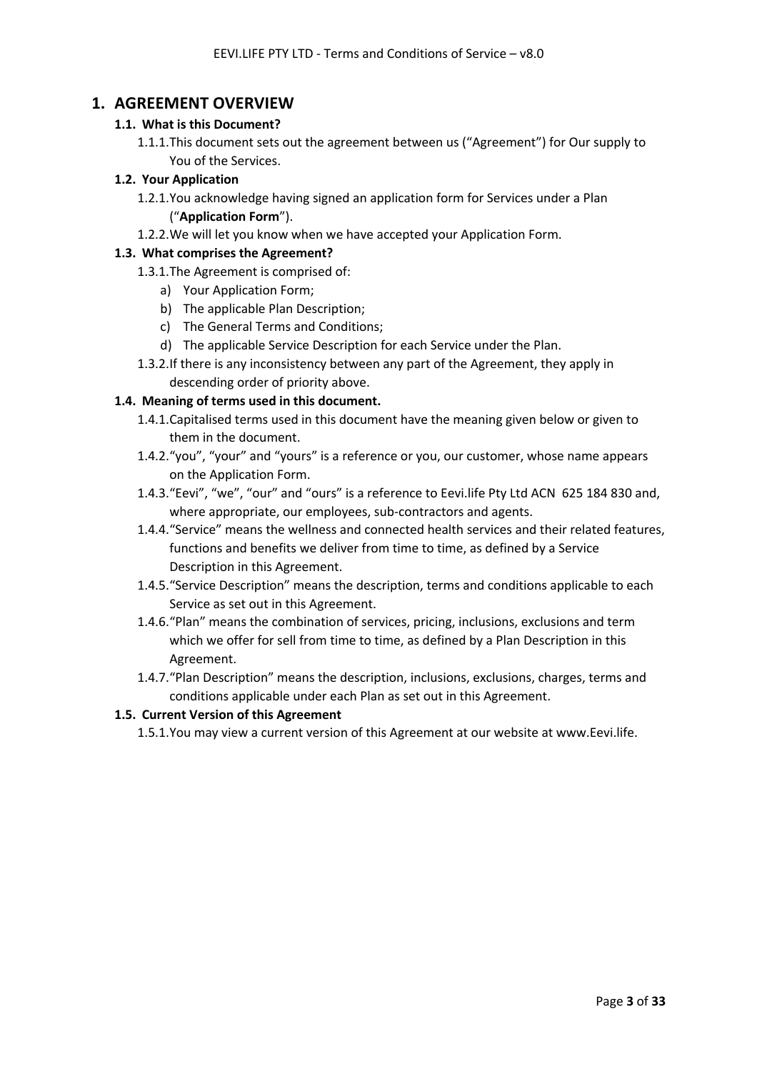# 1. AGREEMENT OVERVIEW

## 1.1. What is this Document?

1.1.1. This document sets out the agreement between us (“Agreement”) for Our supply to You of the Services.

## 1.2. Your Application

1.2.1. You acknowledge having signed an application form for Services under a Plan (“**Application Form**”).

1.2.2. We will let you know when we have accepted your Application Form.

## 1.3. What comprises the Agreement?

1.3.1. The Agreement is comprised of:

a) Your Application Form;
b) The applicable Plan Description;
c) The General Terms and Conditions;
d) The applicable Service Description for each Service under the Plan.

1.3.2. If there is any inconsistency between any part of the Agreement, they apply in descending order of priority above.

## 1.4. Meaning of terms used in this document.

1.4.1. Capitalised terms used in this document have the meaning given below or given to them in the document.

1.4.2. “you”, “your” and “yours” is a reference or you, our customer, whose name appears on the Application Form.

1.4.3. “Eevi”, “we”, “our” and “ours” is a reference to Eevi.life Pty Ltd ACN 625 184 830 and, where appropriate, our employees, sub-contractors and agents.

1.4.4. “Service” means the wellness and connected health services and their related features, functions and benefits we deliver from time to time, as defined by a Service Description in this Agreement.

1.4.5. “Service Description” means the description, terms and conditions applicable to each Service as set out in this Agreement.

1.4.6. “Plan” means the combination of services, pricing, inclusions, exclusions and term which we offer for sell from time to time, as defined by a Plan Description in this Agreement.

1.4.7. “Plan Description” means the description, inclusions, exclusions, charges, terms and conditions applicable under each Plan as set out in this Agreement.

## 1.5. Current Version of this Agreement

1.5.1. You may view a current version of this Agreement at our website at www.Eevi.life.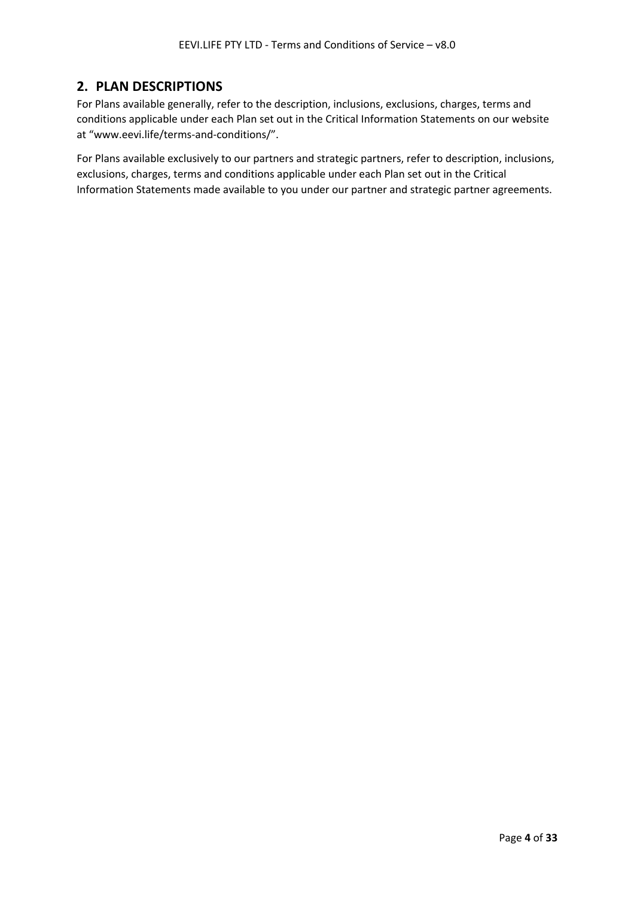## 2. PLAN DESCRIPTIONS

For Plans available generally, refer to the description, inclusions, exclusions, charges, terms and conditions applicable under each Plan set out in the Critical Information Statements on our website at "www.eevi.life/terms-and-conditions/".

For Plans available exclusively to our partners and strategic partners, refer to description, inclusions, exclusions, charges, terms and conditions applicable under each Plan set out in the Critical Information Statements made available to you under our partner and strategic partner agreements.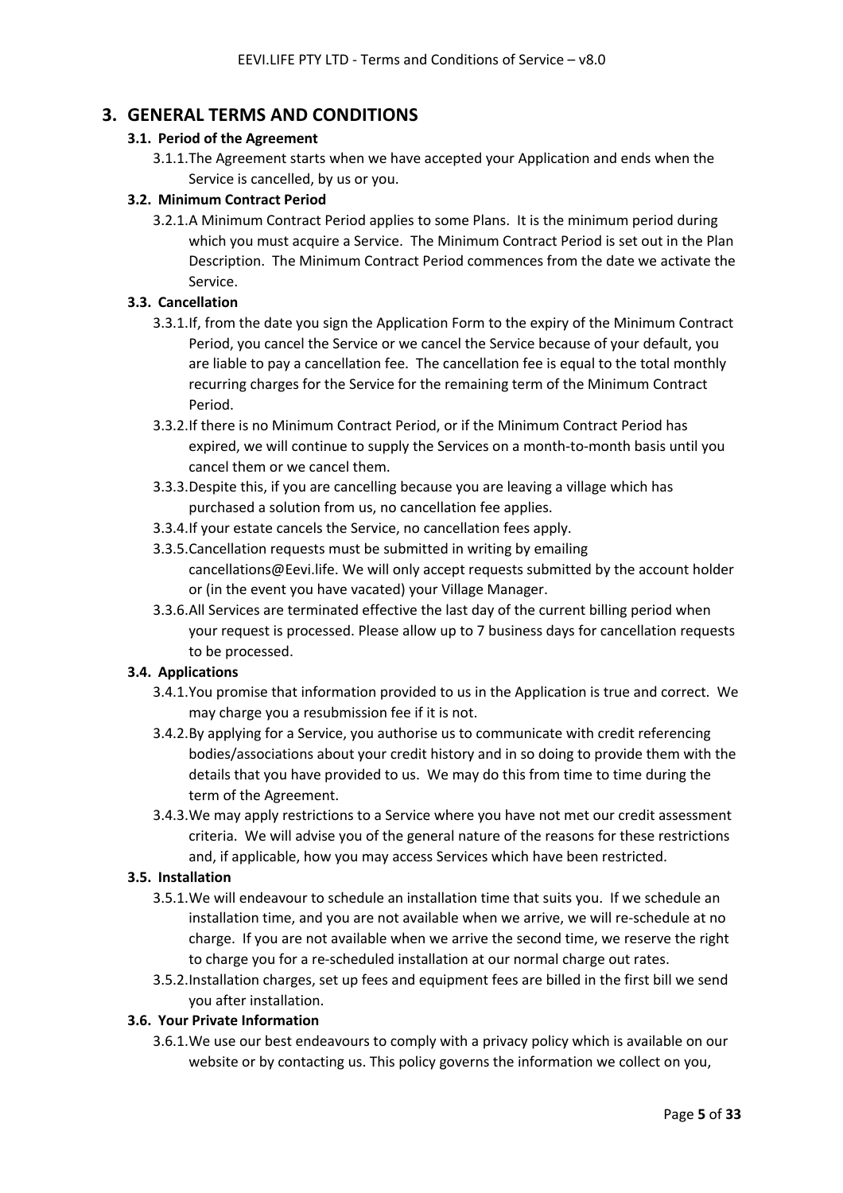## 3. GENERAL TERMS AND CONDITIONS

### 3.1. Period of the Agreement

3.1.1. The Agreement starts when we have accepted your Application and ends when the Service is cancelled, by us or you.

### 3.2. Minimum Contract Period

3.2.1. A Minimum Contract Period applies to some Plans. It is the minimum period during which you must acquire a Service. The Minimum Contract Period is set out in the Plan Description. The Minimum Contract Period commences from the date we activate the Service.

### 3.3. Cancellation

3.3.1. If, from the date you sign the Application Form to the expiry of the Minimum Contract Period, you cancel the Service or we cancel the Service because of your default, you are liable to pay a cancellation fee. The cancellation fee is equal to the total monthly recurring charges for the Service for the remaining term of the Minimum Contract Period.

3.3.2. If there is no Minimum Contract Period, or if the Minimum Contract Period has expired, we will continue to supply the Services on a month-to-month basis until you cancel them or we cancel them.

3.3.3. Despite this, if you are cancelling because you are leaving a village which has purchased a solution from us, no cancellation fee applies.

3.3.4. If your estate cancels the Service, no cancellation fees apply.

3.3.5. Cancellation requests must be submitted in writing by emailing cancellations@Eevi.life. We will only accept requests submitted by the account holder or (in the event you have vacated) your Village Manager.

3.3.6. All Services are terminated effective the last day of the current billing period when your request is processed. Please allow up to 7 business days for cancellation requests to be processed.

### 3.4. Applications

3.4.1. You promise that information provided to us in the Application is true and correct. We may charge you a resubmission fee if it is not.

3.4.2. By applying for a Service, you authorise us to communicate with credit referencing bodies/associations about your credit history and in so doing to provide them with the details that you have provided to us. We may do this from time to time during the term of the Agreement.

3.4.3. We may apply restrictions to a Service where you have not met our credit assessment criteria. We will advise you of the general nature of the reasons for these restrictions and, if applicable, how you may access Services which have been restricted.

### 3.5. Installation

3.5.1. We will endeavour to schedule an installation time that suits you. If we schedule an installation time, and you are not available when we arrive, we will re-schedule at no charge. If you are not available when we arrive the second time, we reserve the right to charge you for a re-scheduled installation at our normal charge out rates.

3.5.2. Installation charges, set up fees and equipment fees are billed in the first bill we send you after installation.

### 3.6. Your Private Information

3.6.1. We use our best endeavours to comply with a privacy policy which is available on our website or by contacting us. This policy governs the information we collect on you,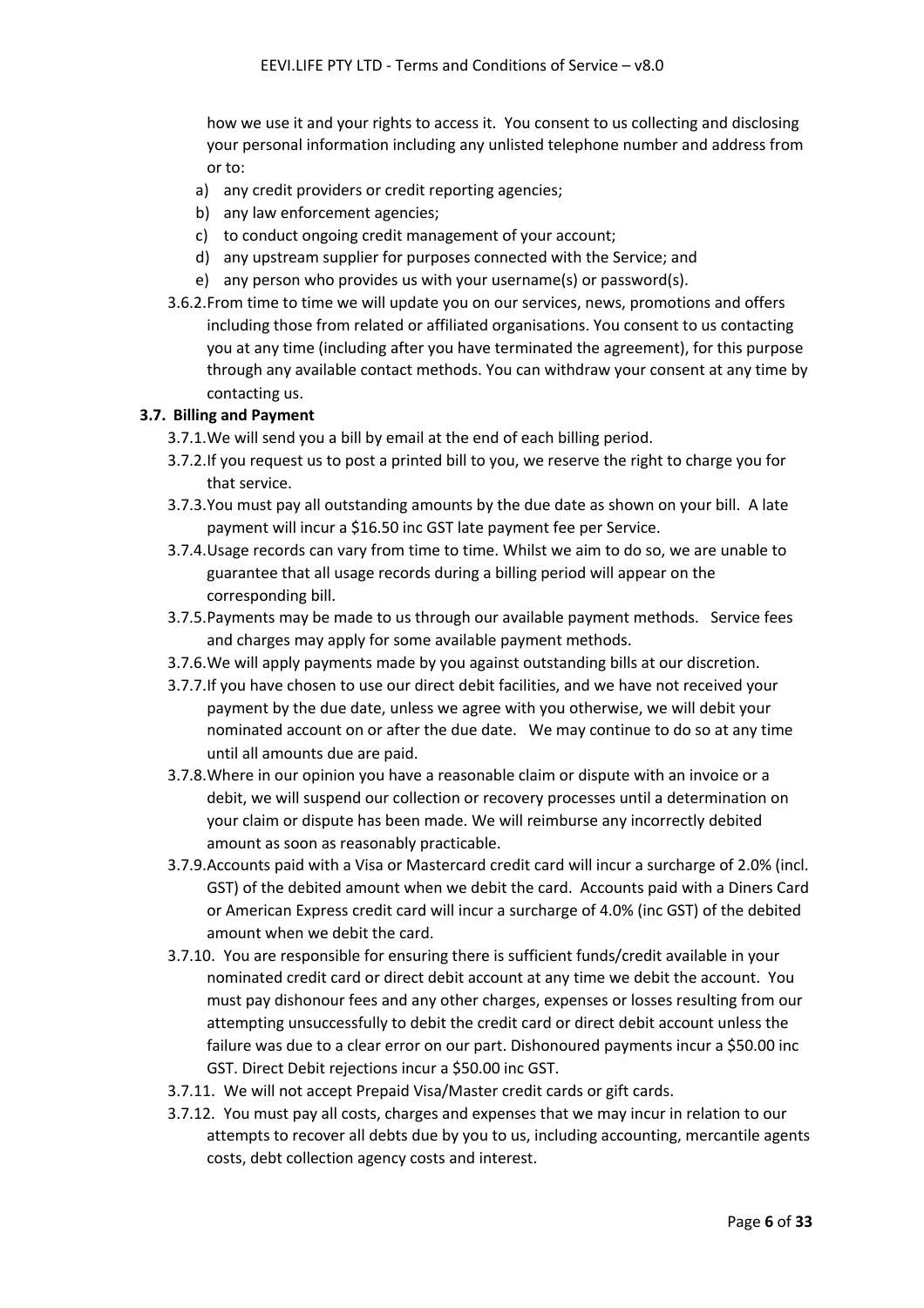how we use it and your rights to access it. You consent to us collecting and disclosing your personal information including any unlisted telephone number and address from or to:

a) any credit providers or credit reporting agencies;
b) any law enforcement agencies;
c) to conduct ongoing credit management of your account;
d) any upstream supplier for purposes connected with the Service; and
e) any person who provides us with your username(s) or password(s).

3.6.2. From time to time we will update you on our services, news, promotions and offers including those from related or affiliated organisations. You consent to us contacting you at any time (including after you have terminated the agreement), for this purpose through any available contact methods. You can withdraw your consent at any time by contacting us.

### 3.7. Billing and Payment

3.7.1. We will send you a bill by email at the end of each billing period.

3.7.2. If you request us to post a printed bill to you, we reserve the right to charge you for that service.

3.7.3. You must pay all outstanding amounts by the due date as shown on your bill. A late payment will incur a $16.50 inc GST late payment fee per Service.

3.7.4. Usage records can vary from time to time. Whilst we aim to do so, we are unable to guarantee that all usage records during a billing period will appear on the corresponding bill.

3.7.5. Payments may be made to us through our available payment methods. Service fees and charges may apply for some available payment methods.

3.7.6. We will apply payments made by you against outstanding bills at our discretion.

3.7.7. If you have chosen to use our direct debit facilities, and we have not received your payment by the due date, unless we agree with you otherwise, we will debit your nominated account on or after the due date. We may continue to do so at any time until all amounts due are paid.

3.7.8. Where in our opinion you have a reasonable claim or dispute with an invoice or a debit, we will suspend our collection or recovery processes until a determination on your claim or dispute has been made. We will reimburse any incorrectly debited amount as soon as reasonably practicable.

3.7.9. Accounts paid with a Visa or Mastercard credit card will incur a surcharge of 2.0% (incl. GST) of the debited amount when we debit the card. Accounts paid with a Diners Card or American Express credit card will incur a surcharge of 4.0% (inc GST) of the debited amount when we debit the card.

3.7.10. You are responsible for ensuring there is sufficient funds/credit available in your nominated credit card or direct debit account at any time we debit the account. You must pay dishonour fees and any other charges, expenses or losses resulting from our attempting unsuccessfully to debit the credit card or direct debit account unless the failure was due to a clear error on our part. Dishonoured payments incur a $50.00 inc GST. Direct Debit rejections incur a $50.00 inc GST.

3.7.11. We will not accept Prepaid Visa/Master credit cards or gift cards.

3.7.12. You must pay all costs, charges and expenses that we may incur in relation to our attempts to recover all debts due by you to us, including accounting, mercantile agents costs, debt collection agency costs and interest.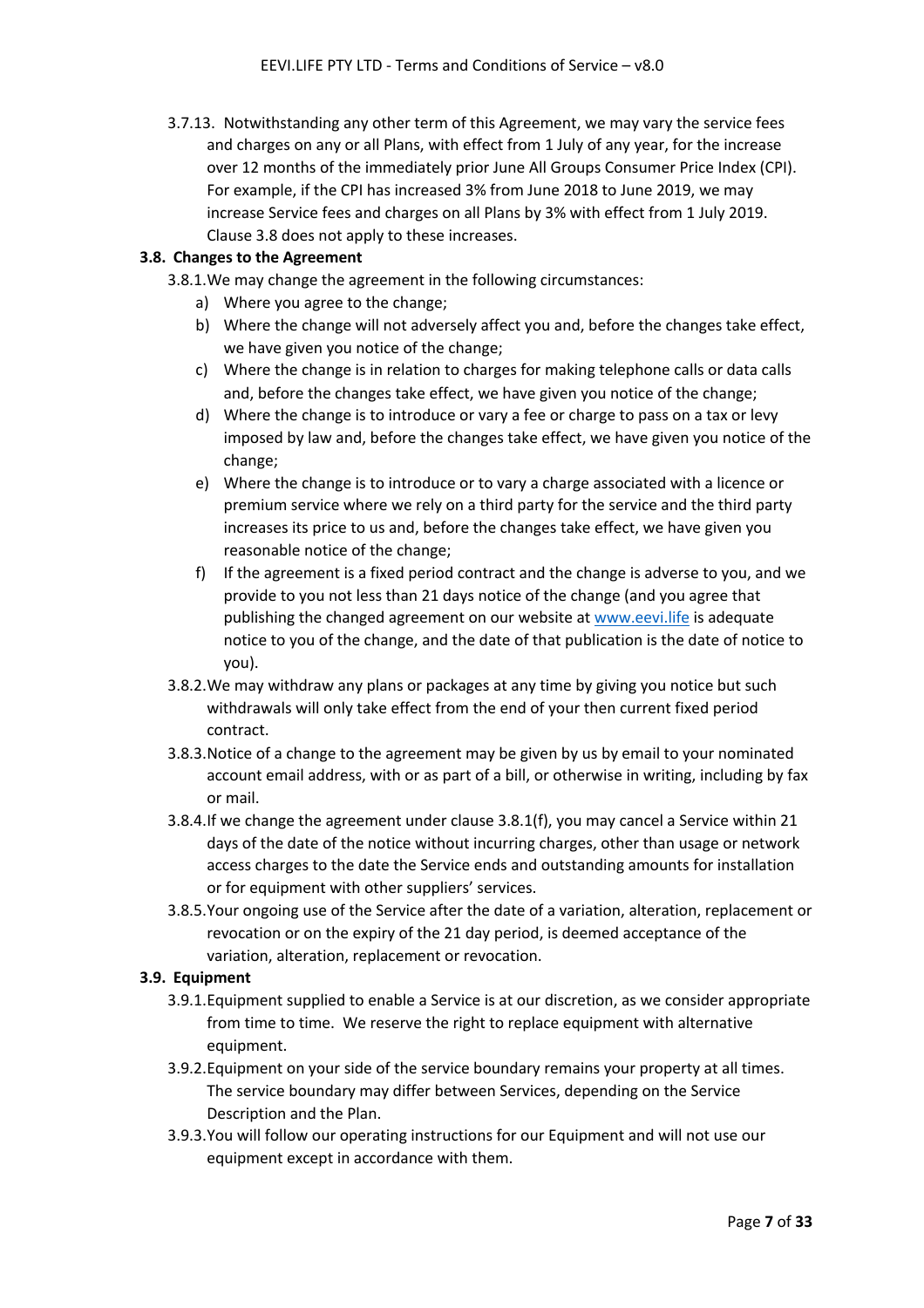3.7.13. Notwithstanding any other term of this Agreement, we may vary the service fees and charges on any or all Plans, with effect from 1 July of any year, for the increase over 12 months of the immediately prior June All Groups Consumer Price Index (CPI). For example, if the CPI has increased 3% from June 2018 to June 2019, we may increase Service fees and charges on all Plans by 3% with effect from 1 July 2019. Clause 3.8 does not apply to these increases.

**3.8. Changes to the Agreement**

3.8.1. We may change the agreement in the following circumstances:

a) Where you agree to the change;
b) Where the change will not adversely affect you and, before the changes take effect, we have given you notice of the change;
c) Where the change is in relation to charges for making telephone calls or data calls and, before the changes take effect, we have given you notice of the change;
d) Where the change is to introduce or vary a fee or charge to pass on a tax or levy imposed by law and, before the changes take effect, we have given you notice of the change;
e) Where the change is to introduce or to vary a charge associated with a licence or premium service where we rely on a third party for the service and the third party increases its price to us and, before the changes take effect, we have given you reasonable notice of the change;
f) If the agreement is a fixed period contract and the change is adverse to you, and we provide to you not less than 21 days notice of the change (and you agree that publishing the changed agreement on our website at www.eevi.life is adequate notice to you of the change, and the date of that publication is the date of notice to you).

3.8.2. We may withdraw any plans or packages at any time by giving you notice but such withdrawals will only take effect from the end of your then current fixed period contract.

3.8.3. Notice of a change to the agreement may be given by us by email to your nominated account email address, with or as part of a bill, or otherwise in writing, including by fax or mail.

3.8.4. If we change the agreement under clause 3.8.1(f), you may cancel a Service within 21 days of the date of the notice without incurring charges, other than usage or network access charges to the date the Service ends and outstanding amounts for installation or for equipment with other suppliers' services.

3.8.5. Your ongoing use of the Service after the date of a variation, alteration, replacement or revocation or on the expiry of the 21 day period, is deemed acceptance of the variation, alteration, replacement or revocation.

**3.9. Equipment**

3.9.1. Equipment supplied to enable a Service is at our discretion, as we consider appropriate from time to time. We reserve the right to replace equipment with alternative equipment.

3.9.2. Equipment on your side of the service boundary remains your property at all times. The service boundary may differ between Services, depending on the Service Description and the Plan.

3.9.3. You will follow our operating instructions for our Equipment and will not use our equipment except in accordance with them.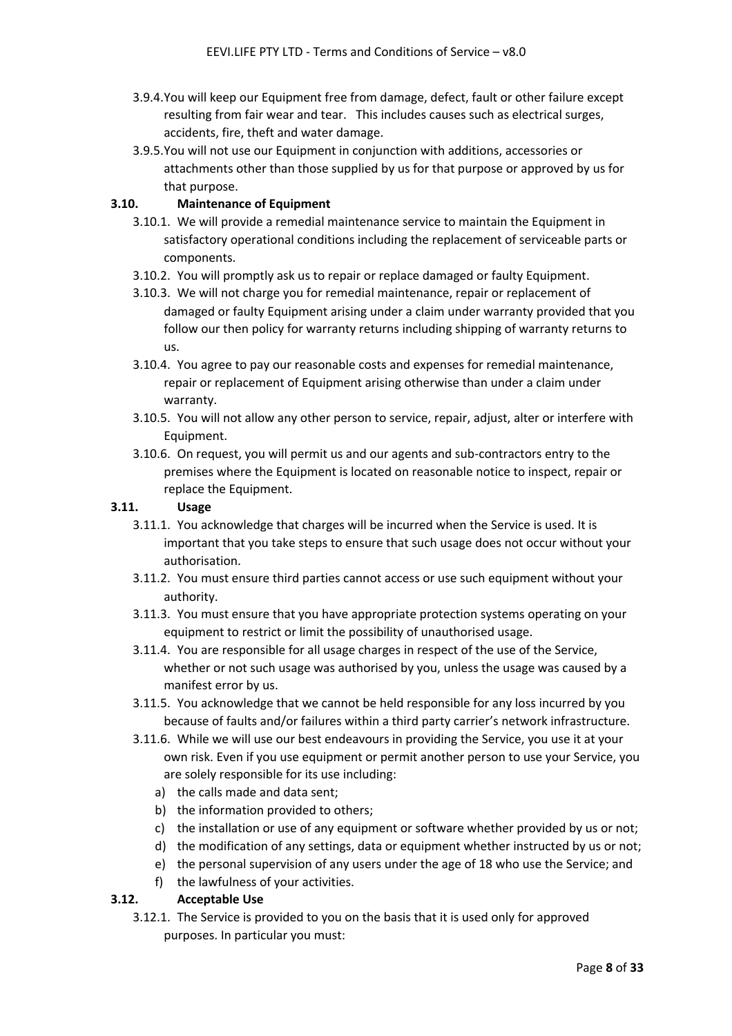3.9.4. You will keep our Equipment free from damage, defect, fault or other failure except resulting from fair wear and tear. This includes causes such as electrical surges, accidents, fire, theft and water damage.

3.9.5. You will not use our Equipment in conjunction with additions, accessories or attachments other than those supplied by us for that purpose or approved by us for that purpose.

### 3.10. Maintenance of Equipment

3.10.1. We will provide a remedial maintenance service to maintain the Equipment in satisfactory operational conditions including the replacement of serviceable parts or components.

3.10.2. You will promptly ask us to repair or replace damaged or faulty Equipment.

3.10.3. We will not charge you for remedial maintenance, repair or replacement of damaged or faulty Equipment arising under a claim under warranty provided that you follow our then policy for warranty returns including shipping of warranty returns to us.

3.10.4. You agree to pay our reasonable costs and expenses for remedial maintenance, repair or replacement of Equipment arising otherwise than under a claim under warranty.

3.10.5. You will not allow any other person to service, repair, adjust, alter or interfere with Equipment.

3.10.6. On request, you will permit us and our agents and sub-contractors entry to the premises where the Equipment is located on reasonable notice to inspect, repair or replace the Equipment.

### 3.11. Usage

3.11.1. You acknowledge that charges will be incurred when the Service is used. It is important that you take steps to ensure that such usage does not occur without your authorisation.

3.11.2. You must ensure third parties cannot access or use such equipment without your authority.

3.11.3. You must ensure that you have appropriate protection systems operating on your equipment to restrict or limit the possibility of unauthorised usage.

3.11.4. You are responsible for all usage charges in respect of the use of the Service, whether or not such usage was authorised by you, unless the usage was caused by a manifest error by us.

3.11.5. You acknowledge that we cannot be held responsible for any loss incurred by you because of faults and/or failures within a third party carrier's network infrastructure.

3.11.6. While we will use our best endeavours in providing the Service, you use it at your own risk. Even if you use equipment or permit another person to use your Service, you are solely responsible for its use including:

a) the calls made and data sent;
b) the information provided to others;
c) the installation or use of any equipment or software whether provided by us or not;
d) the modification of any settings, data or equipment whether instructed by us or not;
e) the personal supervision of any users under the age of 18 who use the Service; and
f) the lawfulness of your activities.

### 3.12. Acceptable Use

3.12.1. The Service is provided to you on the basis that it is used only for approved purposes. In particular you must: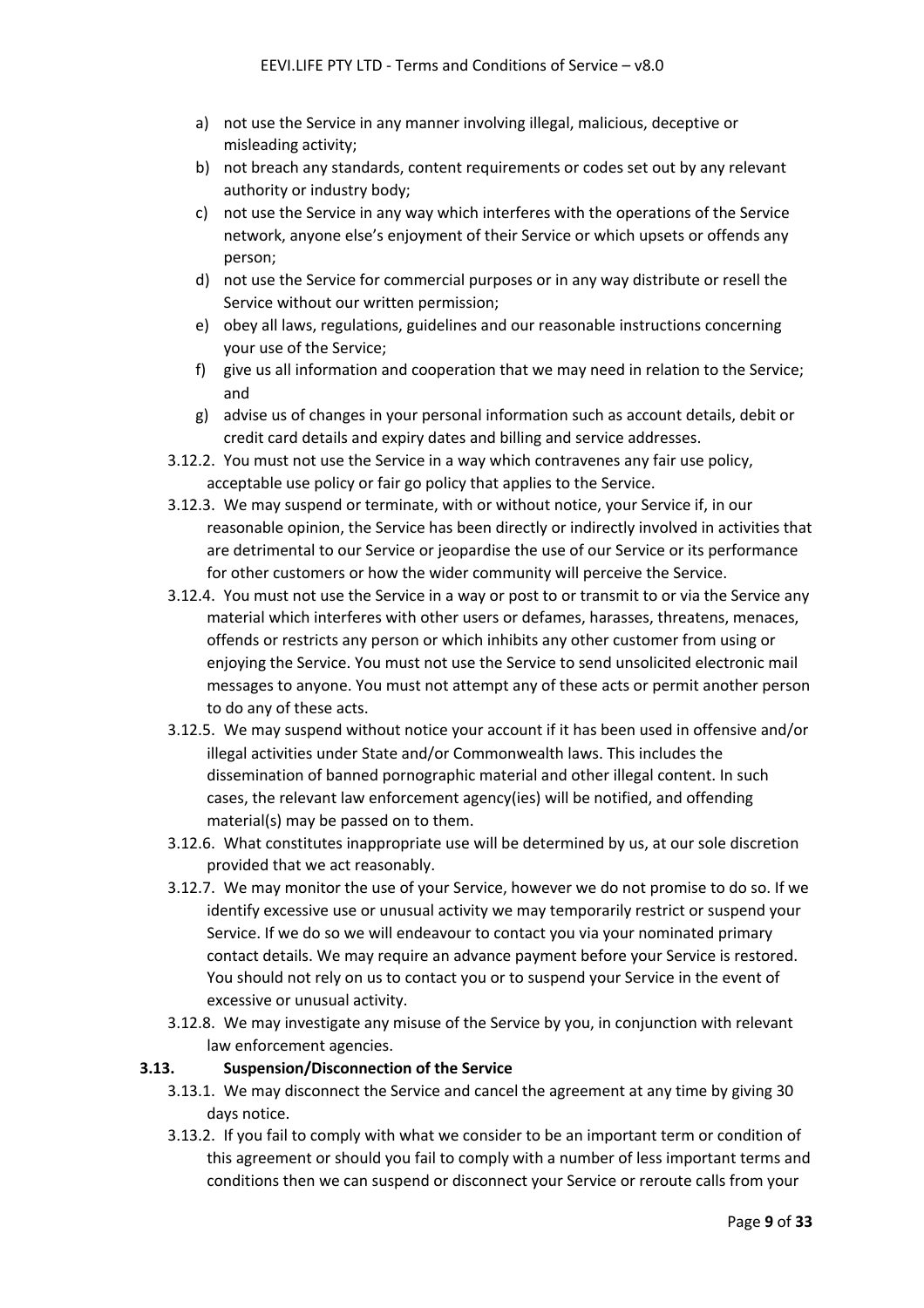a) not use the Service in any manner involving illegal, malicious, deceptive or misleading activity;
b) not breach any standards, content requirements or codes set out by any relevant authority or industry body;
c) not use the Service in any way which interferes with the operations of the Service network, anyone else's enjoyment of their Service or which upsets or offends any person;
d) not use the Service for commercial purposes or in any way distribute or resell the Service without our written permission;
e) obey all laws, regulations, guidelines and our reasonable instructions concerning your use of the Service;
f) give us all information and cooperation that we may need in relation to the Service; and
g) advise us of changes in your personal information such as account details, debit or credit card details and expiry dates and billing and service addresses.

3.12.2. You must not use the Service in a way which contravenes any fair use policy, acceptable use policy or fair go policy that applies to the Service.

3.12.3. We may suspend or terminate, with or without notice, your Service if, in our reasonable opinion, the Service has been directly or indirectly involved in activities that are detrimental to our Service or jeopardise the use of our Service or its performance for other customers or how the wider community will perceive the Service.

3.12.4. You must not use the Service in a way or post to or transmit to or via the Service any material which interferes with other users or defames, harasses, threatens, menaces, offends or restricts any person or which inhibits any other customer from using or enjoying the Service. You must not use the Service to send unsolicited electronic mail messages to anyone. You must not attempt any of these acts or permit another person to do any of these acts.

3.12.5. We may suspend without notice your account if it has been used in offensive and/or illegal activities under State and/or Commonwealth laws. This includes the dissemination of banned pornographic material and other illegal content. In such cases, the relevant law enforcement agency(ies) will be notified, and offending material(s) may be passed on to them.

3.12.6. What constitutes inappropriate use will be determined by us, at our sole discretion provided that we act reasonably.

3.12.7. We may monitor the use of your Service, however we do not promise to do so. If we identify excessive use or unusual activity we may temporarily restrict or suspend your Service. If we do so we will endeavour to contact you via your nominated primary contact details. We may require an advance payment before your Service is restored. You should not rely on us to contact you or to suspend your Service in the event of excessive or unusual activity.

3.12.8. We may investigate any misuse of the Service by you, in conjunction with relevant law enforcement agencies.

### 3.13. Suspension/Disconnection of the Service

3.13.1. We may disconnect the Service and cancel the agreement at any time by giving 30 days notice.

3.13.2. If you fail to comply with what we consider to be an important term or condition of this agreement or should you fail to comply with a number of less important terms and conditions then we can suspend or disconnect your Service or reroute calls from your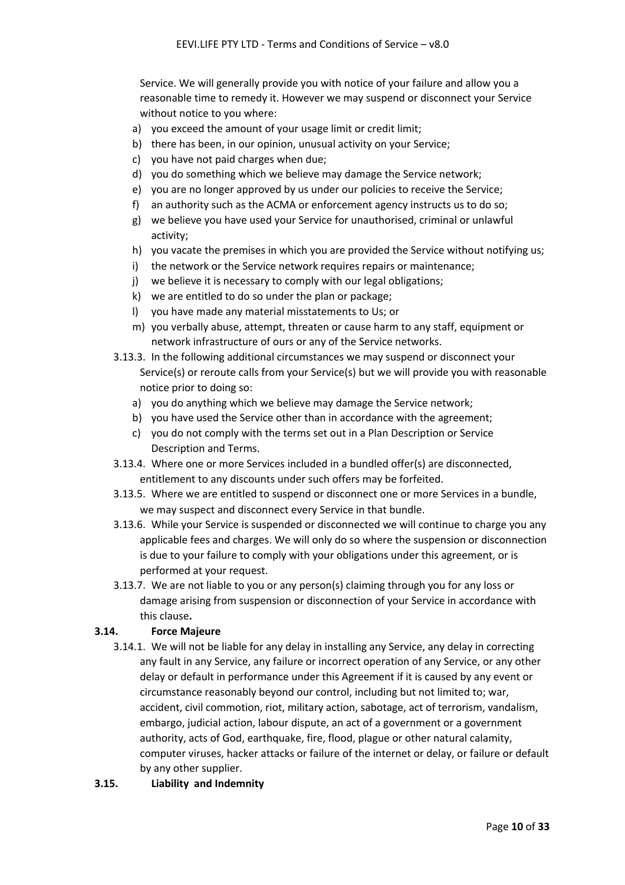Service. We will generally provide you with notice of your failure and allow you a reasonable time to remedy it. However we may suspend or disconnect your Service without notice to you where:

a) you exceed the amount of your usage limit or credit limit;
b) there has been, in our opinion, unusual activity on your Service;
c) you have not paid charges when due;
d) you do something which we believe may damage the Service network;
e) you are no longer approved by us under our policies to receive the Service;
f) an authority such as the ACMA or enforcement agency instructs us to do so;
g) we believe you have used your Service for unauthorised, criminal or unlawful activity;
h) you vacate the premises in which you are provided the Service without notifying us;
i) the network or the Service network requires repairs or maintenance;
j) we believe it is necessary to comply with our legal obligations;
k) we are entitled to do so under the plan or package;
l) you have made any material misstatements to Us; or
m) you verbally abuse, attempt, threaten or cause harm to any staff, equipment or network infrastructure of ours or any of the Service networks.

3.13.3. In the following additional circumstances we may suspend or disconnect your Service(s) or reroute calls from your Service(s) but we will provide you with reasonable notice prior to doing so:

a) you do anything which we believe may damage the Service network;
b) you have used the Service other than in accordance with the agreement;
c) you do not comply with the terms set out in a Plan Description or Service Description and Terms.

3.13.4. Where one or more Services included in a bundled offer(s) are disconnected, entitlement to any discounts under such offers may be forfeited.

3.13.5. Where we are entitled to suspend or disconnect one or more Services in a bundle, we may suspect and disconnect every Service in that bundle.

3.13.6. While your Service is suspended or disconnected we will continue to charge you any applicable fees and charges. We will only do so where the suspension or disconnection is due to your failure to comply with your obligations under this agreement, or is performed at your request.

3.13.7. We are not liable to you or any person(s) claiming through you for any loss or damage arising from suspension or disconnection of your Service in accordance with this clause**.**

**3.14. Force Majeure**

3.14.1. We will not be liable for any delay in installing any Service, any delay in correcting any fault in any Service, any failure or incorrect operation of any Service, or any other delay or default in performance under this Agreement if it is caused by any event or circumstance reasonably beyond our control, including but not limited to; war, accident, civil commotion, riot, military action, sabotage, act of terrorism, vandalism, embargo, judicial action, labour dispute, an act of a government or a government authority, acts of God, earthquake, fire, flood, plague or other natural calamity, computer viruses, hacker attacks or failure of the internet or delay, or failure or default by any other supplier.

**3.15. Liability and Indemnity**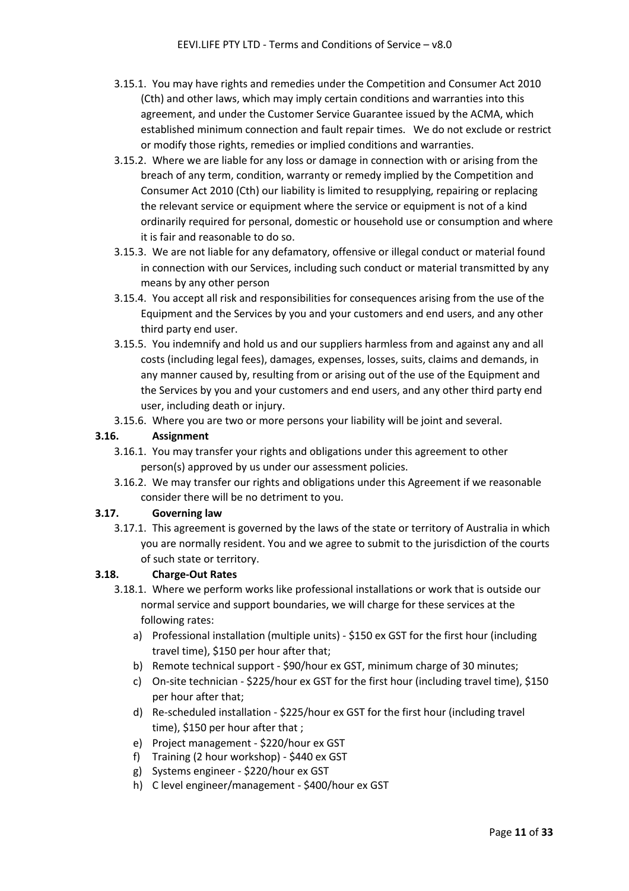3.15.1. You may have rights and remedies under the Competition and Consumer Act 2010 (Cth) and other laws, which may imply certain conditions and warranties into this agreement, and under the Customer Service Guarantee issued by the ACMA, which established minimum connection and fault repair times. We do not exclude or restrict or modify those rights, remedies or implied conditions and warranties.

3.15.2. Where we are liable for any loss or damage in connection with or arising from the breach of any term, condition, warranty or remedy implied by the Competition and Consumer Act 2010 (Cth) our liability is limited to resupplying, repairing or replacing the relevant service or equipment where the service or equipment is not of a kind ordinarily required for personal, domestic or household use or consumption and where it is fair and reasonable to do so.

3.15.3. We are not liable for any defamatory, offensive or illegal conduct or material found in connection with our Services, including such conduct or material transmitted by any means by any other person

3.15.4. You accept all risk and responsibilities for consequences arising from the use of the Equipment and the Services by you and your customers and end users, and any other third party end user.

3.15.5. You indemnify and hold us and our suppliers harmless from and against any and all costs (including legal fees), damages, expenses, losses, suits, claims and demands, in any manner caused by, resulting from or arising out of the use of the Equipment and the Services by you and your customers and end users, and any other third party end user, including death or injury.

3.15.6. Where you are two or more persons your liability will be joint and several.

### 3.16. Assignment

3.16.1. You may transfer your rights and obligations under this agreement to other person(s) approved by us under our assessment policies.

3.16.2. We may transfer our rights and obligations under this Agreement if we reasonable consider there will be no detriment to you.

### 3.17. Governing law

3.17.1. This agreement is governed by the laws of the state or territory of Australia in which you are normally resident. You and we agree to submit to the jurisdiction of the courts of such state or territory.

### 3.18. Charge-Out Rates

3.18.1. Where we perform works like professional installations or work that is outside our normal service and support boundaries, we will charge for these services at the following rates:

a) Professional installation (multiple units) - $150 ex GST for the first hour (including travel time), $150 per hour after that;
b) Remote technical support - $90/hour ex GST, minimum charge of 30 minutes;
c) On-site technician - $225/hour ex GST for the first hour (including travel time), $150 per hour after that;
d) Re-scheduled installation - $225/hour ex GST for the first hour (including travel time), $150 per hour after that ;
e) Project management - $220/hour ex GST
f) Training (2 hour workshop) - $440 ex GST
g) Systems engineer - $220/hour ex GST
h) C level engineer/management - $400/hour ex GST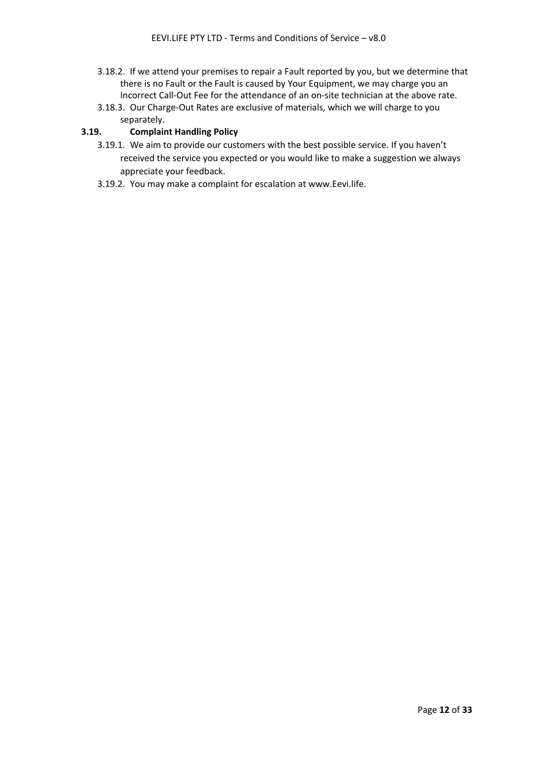3.18.2. If we attend your premises to repair a Fault reported by you, but we determine that there is no Fault or the Fault is caused by Your Equipment, we may charge you an Incorrect Call-Out Fee for the attendance of an on-site technician at the above rate.

3.18.3. Our Charge-Out Rates are exclusive of materials, which we will charge to you separately.

### 3.19. Complaint Handling Policy

3.19.1. We aim to provide our customers with the best possible service. If you haven't received the service you expected or you would like to make a suggestion we always appreciate your feedback.

3.19.2. You may make a complaint for escalation at www.Eevi.life.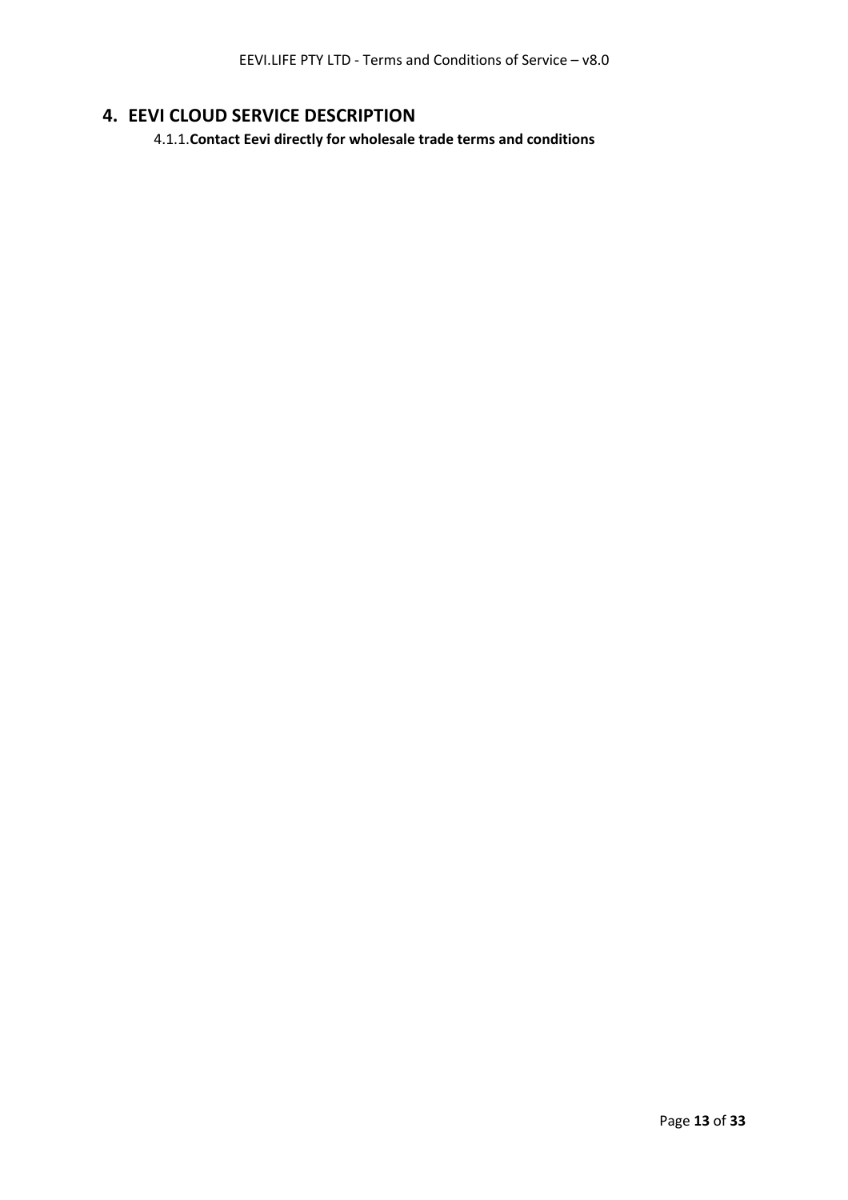## 4. EEVI CLOUD SERVICE DESCRIPTION

4.1.1. **Contact Eevi directly for wholesale trade terms and conditions**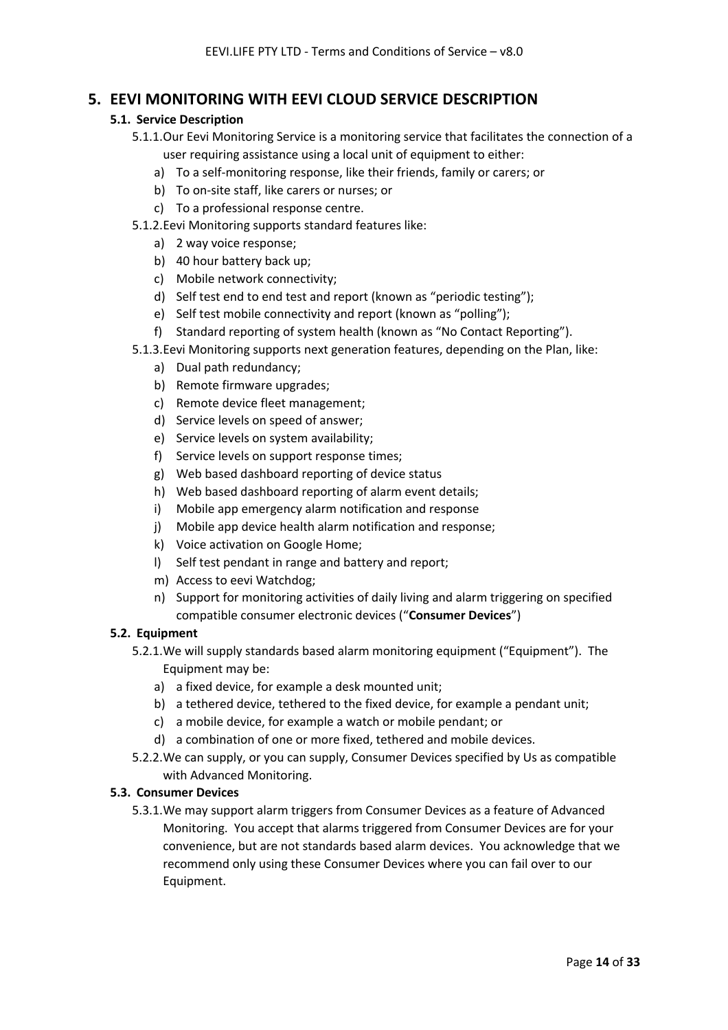# 5. EEVI MONITORING WITH EEVI CLOUD SERVICE DESCRIPTION

## 5.1. Service Description

5.1.1. Our Eevi Monitoring Service is a monitoring service that facilitates the connection of a user requiring assistance using a local unit of equipment to either:

a) To a self-monitoring response, like their friends, family or carers; or
b) To on-site staff, like carers or nurses; or
c) To a professional response centre.

5.1.2. Eevi Monitoring supports standard features like:

a) 2 way voice response;
b) 40 hour battery back up;
c) Mobile network connectivity;
d) Self test end to end test and report (known as "periodic testing");
e) Self test mobile connectivity and report (known as "polling");
f) Standard reporting of system health (known as "No Contact Reporting").

5.1.3. Eevi Monitoring supports next generation features, depending on the Plan, like:

a) Dual path redundancy;
b) Remote firmware upgrades;
c) Remote device fleet management;
d) Service levels on speed of answer;
e) Service levels on system availability;
f) Service levels on support response times;
g) Web based dashboard reporting of device status
h) Web based dashboard reporting of alarm event details;
i) Mobile app emergency alarm notification and response
j) Mobile app device health alarm notification and response;
k) Voice activation on Google Home;
l) Self test pendant in range and battery and report;
m) Access to eevi Watchdog;
n) Support for monitoring activities of daily living and alarm triggering on specified compatible consumer electronic devices ("**Consumer Devices**")

## 5.2. Equipment

5.2.1. We will supply standards based alarm monitoring equipment ("Equipment"). The Equipment may be:

a) a fixed device, for example a desk mounted unit;
b) a tethered device, tethered to the fixed device, for example a pendant unit;
c) a mobile device, for example a watch or mobile pendant; or
d) a combination of one or more fixed, tethered and mobile devices.

5.2.2. We can supply, or you can supply, Consumer Devices specified by Us as compatible with Advanced Monitoring.

## 5.3. Consumer Devices

5.3.1. We may support alarm triggers from Consumer Devices as a feature of Advanced Monitoring. You accept that alarms triggered from Consumer Devices are for your convenience, but are not standards based alarm devices. You acknowledge that we recommend only using these Consumer Devices where you can fail over to our Equipment.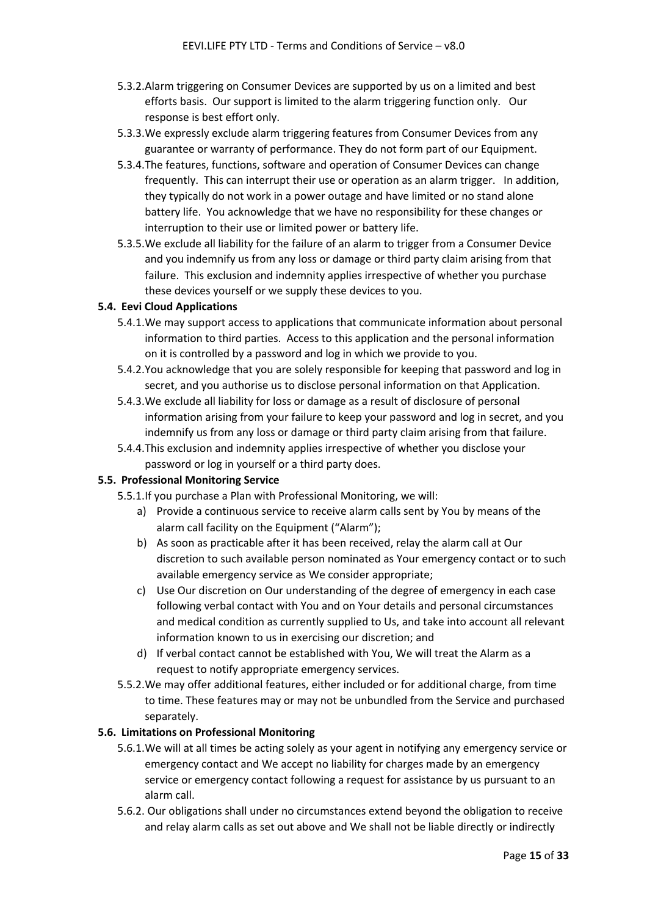5.3.2. Alarm triggering on Consumer Devices are supported by us on a limited and best efforts basis. Our support is limited to the alarm triggering function only. Our response is best effort only.

5.3.3. We expressly exclude alarm triggering features from Consumer Devices from any guarantee or warranty of performance. They do not form part of our Equipment.

5.3.4. The features, functions, software and operation of Consumer Devices can change frequently. This can interrupt their use or operation as an alarm trigger. In addition, they typically do not work in a power outage and have limited or no stand alone battery life. You acknowledge that we have no responsibility for these changes or interruption to their use or limited power or battery life.

5.3.5. We exclude all liability for the failure of an alarm to trigger from a Consumer Device and you indemnify us from any loss or damage or third party claim arising from that failure. This exclusion and indemnity applies irrespective of whether you purchase these devices yourself or we supply these devices to you.

**5.4. Eevi Cloud Applications**

5.4.1. We may support access to applications that communicate information about personal information to third parties. Access to this application and the personal information on it is controlled by a password and log in which we provide to you.

5.4.2. You acknowledge that you are solely responsible for keeping that password and log in secret, and you authorise us to disclose personal information on that Application.

5.4.3. We exclude all liability for loss or damage as a result of disclosure of personal information arising from your failure to keep your password and log in secret, and you indemnify us from any loss or damage or third party claim arising from that failure.

5.4.4. This exclusion and indemnity applies irrespective of whether you disclose your password or log in yourself or a third party does.

**5.5. Professional Monitoring Service**

5.5.1. If you purchase a Plan with Professional Monitoring, we will:

a) Provide a continuous service to receive alarm calls sent by You by means of the alarm call facility on the Equipment ("Alarm");

b) As soon as practicable after it has been received, relay the alarm call at Our discretion to such available person nominated as Your emergency contact or to such available emergency service as We consider appropriate;

c) Use Our discretion on Our understanding of the degree of emergency in each case following verbal contact with You and on Your details and personal circumstances and medical condition as currently supplied to Us, and take into account all relevant information known to us in exercising our discretion; and

d) If verbal contact cannot be established with You, We will treat the Alarm as a request to notify appropriate emergency services.

5.5.2. We may offer additional features, either included or for additional charge, from time to time. These features may or may not be unbundled from the Service and purchased separately.

**5.6. Limitations on Professional Monitoring**

5.6.1. We will at all times be acting solely as your agent in notifying any emergency service or emergency contact and We accept no liability for charges made by an emergency service or emergency contact following a request for assistance by us pursuant to an alarm call.

5.6.2. Our obligations shall under no circumstances extend beyond the obligation to receive and relay alarm calls as set out above and We shall not be liable directly or indirectly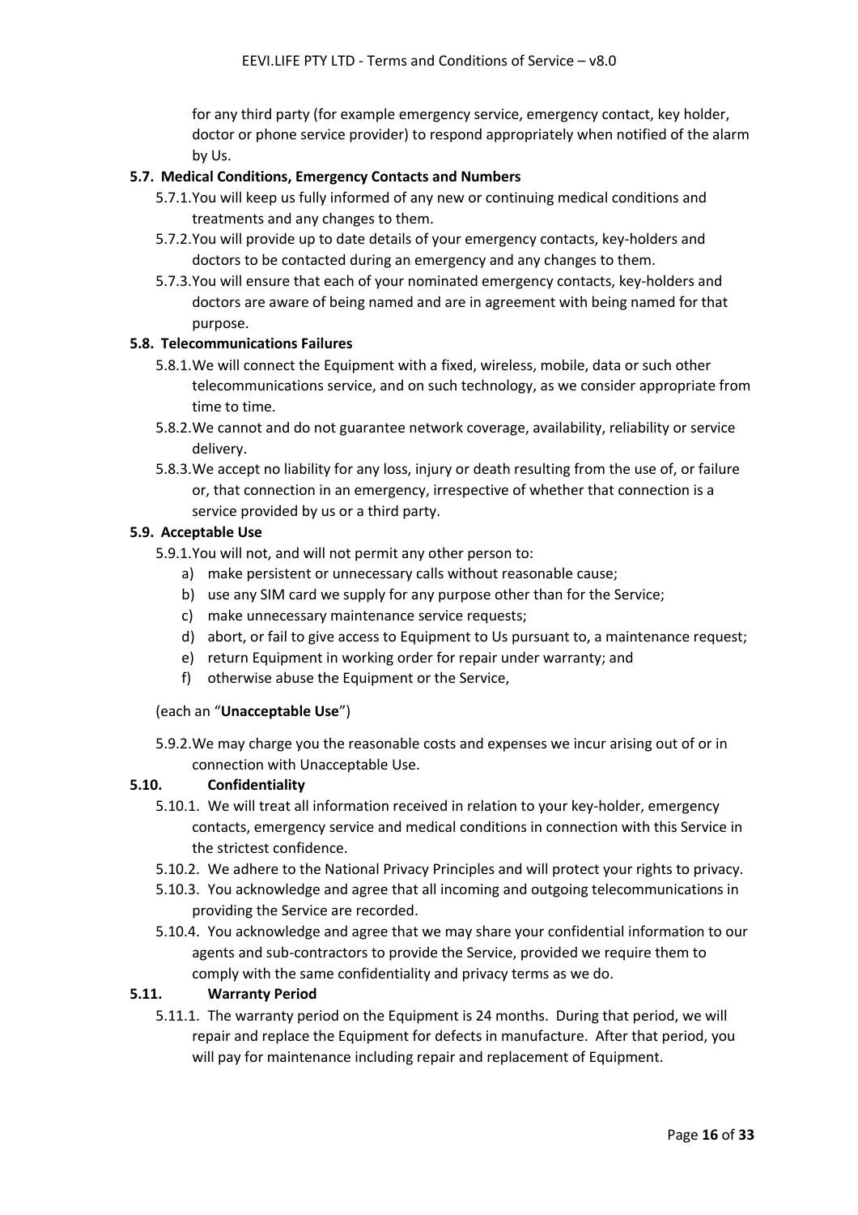for any third party (for example emergency service, emergency contact, key holder, doctor or phone service provider) to respond appropriately when notified of the alarm by Us.

**5.7. Medical Conditions, Emergency Contacts and Numbers**

5.7.1. You will keep us fully informed of any new or continuing medical conditions and treatments and any changes to them.

5.7.2. You will provide up to date details of your emergency contacts, key-holders and doctors to be contacted during an emergency and any changes to them.

5.7.3. You will ensure that each of your nominated emergency contacts, key-holders and doctors are aware of being named and are in agreement with being named for that purpose.

**5.8. Telecommunications Failures**

5.8.1. We will connect the Equipment with a fixed, wireless, mobile, data or such other telecommunications service, and on such technology, as we consider appropriate from time to time.

5.8.2. We cannot and do not guarantee network coverage, availability, reliability or service delivery.

5.8.3. We accept no liability for any loss, injury or death resulting from the use of, or failure or, that connection in an emergency, irrespective of whether that connection is a service provided by us or a third party.

**5.9. Acceptable Use**

5.9.1. You will not, and will not permit any other person to:

a) make persistent or unnecessary calls without reasonable cause;
b) use any SIM card we supply for any purpose other than for the Service;
c) make unnecessary maintenance service requests;
d) abort, or fail to give access to Equipment to Us pursuant to, a maintenance request;
e) return Equipment in working order for repair under warranty; and
f) otherwise abuse the Equipment or the Service,

(each an "**Unacceptable Use**")

5.9.2. We may charge you the reasonable costs and expenses we incur arising out of or in connection with Unacceptable Use.

**5.10. Confidentiality**

5.10.1. We will treat all information received in relation to your key-holder, emergency contacts, emergency service and medical conditions in connection with this Service in the strictest confidence.

5.10.2. We adhere to the National Privacy Principles and will protect your rights to privacy.

5.10.3. You acknowledge and agree that all incoming and outgoing telecommunications in providing the Service are recorded.

5.10.4. You acknowledge and agree that we may share your confidential information to our agents and sub-contractors to provide the Service, provided we require them to comply with the same confidentiality and privacy terms as we do.

**5.11. Warranty Period**

5.11.1. The warranty period on the Equipment is 24 months. During that period, we will repair and replace the Equipment for defects in manufacture. After that period, you will pay for maintenance including repair and replacement of Equipment.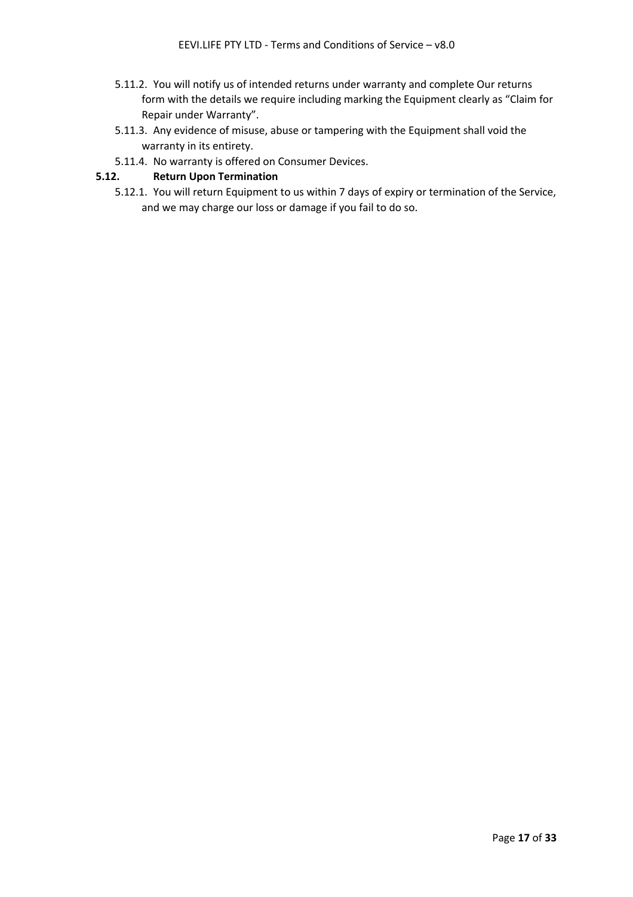5.11.2. You will notify us of intended returns under warranty and complete Our returns form with the details we require including marking the Equipment clearly as "Claim for Repair under Warranty".

5.11.3. Any evidence of misuse, abuse or tampering with the Equipment shall void the warranty in its entirety.

5.11.4. No warranty is offered on Consumer Devices.

**5.12. Return Upon Termination**

5.12.1. You will return Equipment to us within 7 days of expiry or termination of the Service, and we may charge our loss or damage if you fail to do so.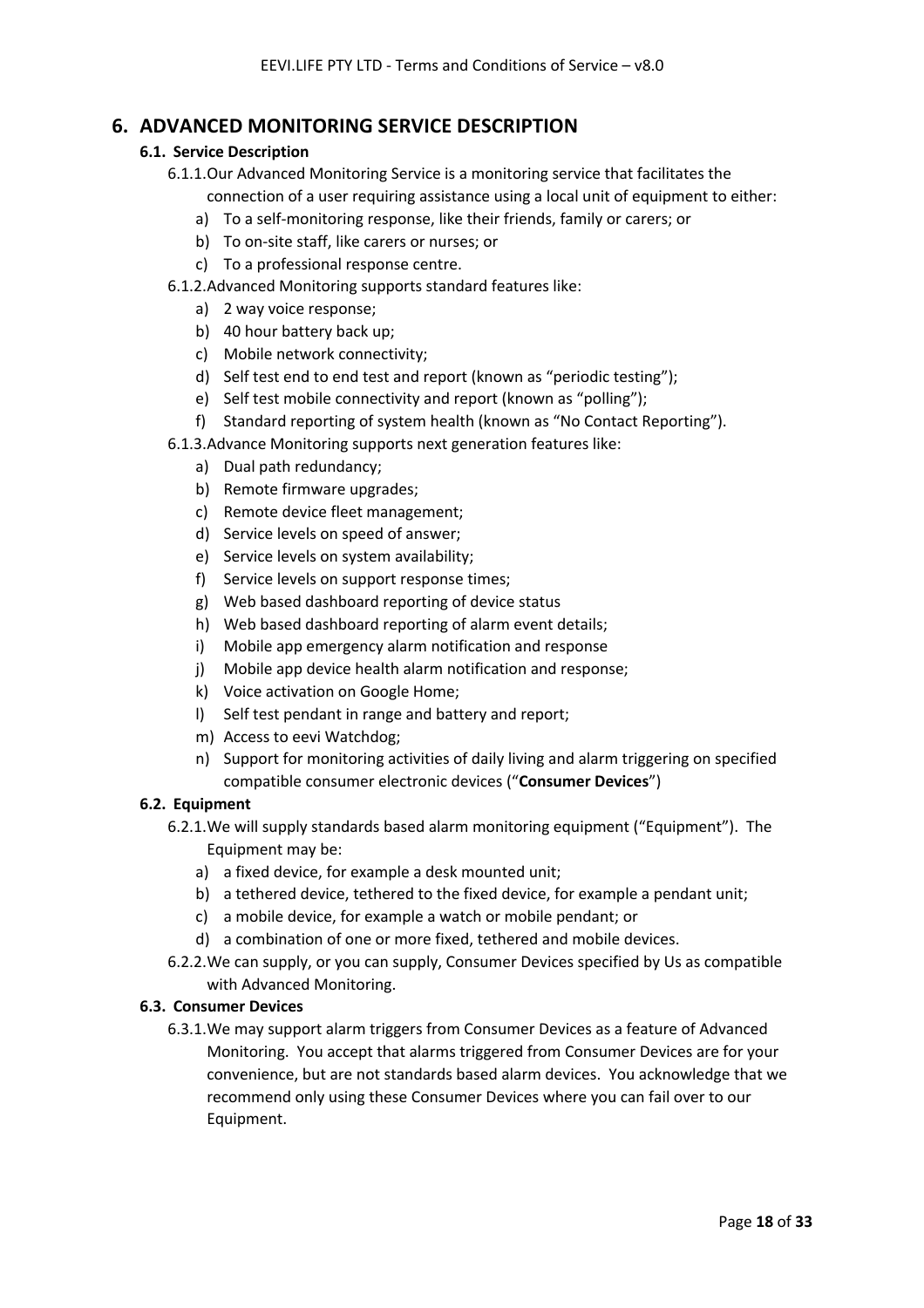# 6. ADVANCED MONITORING SERVICE DESCRIPTION

## 6.1. Service Description

6.1.1. Our Advanced Monitoring Service is a monitoring service that facilitates the connection of a user requiring assistance using a local unit of equipment to either:

a) To a self-monitoring response, like their friends, family or carers; or
b) To on-site staff, like carers or nurses; or
c) To a professional response centre.

6.1.2. Advanced Monitoring supports standard features like:

a) 2 way voice response;
b) 40 hour battery back up;
c) Mobile network connectivity;
d) Self test end to end test and report (known as "periodic testing");
e) Self test mobile connectivity and report (known as "polling");
f) Standard reporting of system health (known as "No Contact Reporting").

6.1.3. Advance Monitoring supports next generation features like:

a) Dual path redundancy;
b) Remote firmware upgrades;
c) Remote device fleet management;
d) Service levels on speed of answer;
e) Service levels on system availability;
f) Service levels on support response times;
g) Web based dashboard reporting of device status
h) Web based dashboard reporting of alarm event details;
i) Mobile app emergency alarm notification and response
j) Mobile app device health alarm notification and response;
k) Voice activation on Google Home;
l) Self test pendant in range and battery and report;
m) Access to eevi Watchdog;
n) Support for monitoring activities of daily living and alarm triggering on specified compatible consumer electronic devices ("**Consumer Devices**")

## 6.2. Equipment

6.2.1. We will supply standards based alarm monitoring equipment ("Equipment"). The Equipment may be:

a) a fixed device, for example a desk mounted unit;
b) a tethered device, tethered to the fixed device, for example a pendant unit;
c) a mobile device, for example a watch or mobile pendant; or
d) a combination of one or more fixed, tethered and mobile devices.

6.2.2. We can supply, or you can supply, Consumer Devices specified by Us as compatible with Advanced Monitoring.

## 6.3. Consumer Devices

6.3.1. We may support alarm triggers from Consumer Devices as a feature of Advanced Monitoring. You accept that alarms triggered from Consumer Devices are for your convenience, but are not standards based alarm devices. You acknowledge that we recommend only using these Consumer Devices where you can fail over to our Equipment.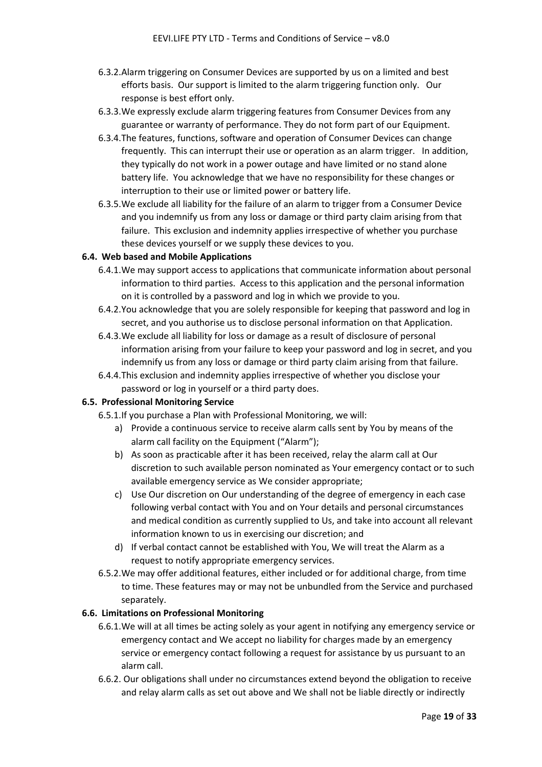6.3.2. Alarm triggering on Consumer Devices are supported by us on a limited and best efforts basis. Our support is limited to the alarm triggering function only. Our response is best effort only.

6.3.3. We expressly exclude alarm triggering features from Consumer Devices from any guarantee or warranty of performance. They do not form part of our Equipment.

6.3.4. The features, functions, software and operation of Consumer Devices can change frequently. This can interrupt their use or operation as an alarm trigger. In addition, they typically do not work in a power outage and have limited or no stand alone battery life. You acknowledge that we have no responsibility for these changes or interruption to their use or limited power or battery life.

6.3.5. We exclude all liability for the failure of an alarm to trigger from a Consumer Device and you indemnify us from any loss or damage or third party claim arising from that failure. This exclusion and indemnity applies irrespective of whether you purchase these devices yourself or we supply these devices to you.

**6.4. Web based and Mobile Applications**

6.4.1. We may support access to applications that communicate information about personal information to third parties. Access to this application and the personal information on it is controlled by a password and log in which we provide to you.

6.4.2. You acknowledge that you are solely responsible for keeping that password and log in secret, and you authorise us to disclose personal information on that Application.

6.4.3. We exclude all liability for loss or damage as a result of disclosure of personal information arising from your failure to keep your password and log in secret, and you indemnify us from any loss or damage or third party claim arising from that failure.

6.4.4. This exclusion and indemnity applies irrespective of whether you disclose your password or log in yourself or a third party does.

**6.5. Professional Monitoring Service**

6.5.1. If you purchase a Plan with Professional Monitoring, we will:

a) Provide a continuous service to receive alarm calls sent by You by means of the alarm call facility on the Equipment ("Alarm");

b) As soon as practicable after it has been received, relay the alarm call at Our discretion to such available person nominated as Your emergency contact or to such available emergency service as We consider appropriate;

c) Use Our discretion on Our understanding of the degree of emergency in each case following verbal contact with You and on Your details and personal circumstances and medical condition as currently supplied to Us, and take into account all relevant information known to us in exercising our discretion; and

d) If verbal contact cannot be established with You, We will treat the Alarm as a request to notify appropriate emergency services.

6.5.2. We may offer additional features, either included or for additional charge, from time to time. These features may or may not be unbundled from the Service and purchased separately.

**6.6. Limitations on Professional Monitoring**

6.6.1. We will at all times be acting solely as your agent in notifying any emergency service or emergency contact and We accept no liability for charges made by an emergency service or emergency contact following a request for assistance by us pursuant to an alarm call.

6.6.2. Our obligations shall under no circumstances extend beyond the obligation to receive and relay alarm calls as set out above and We shall not be liable directly or indirectly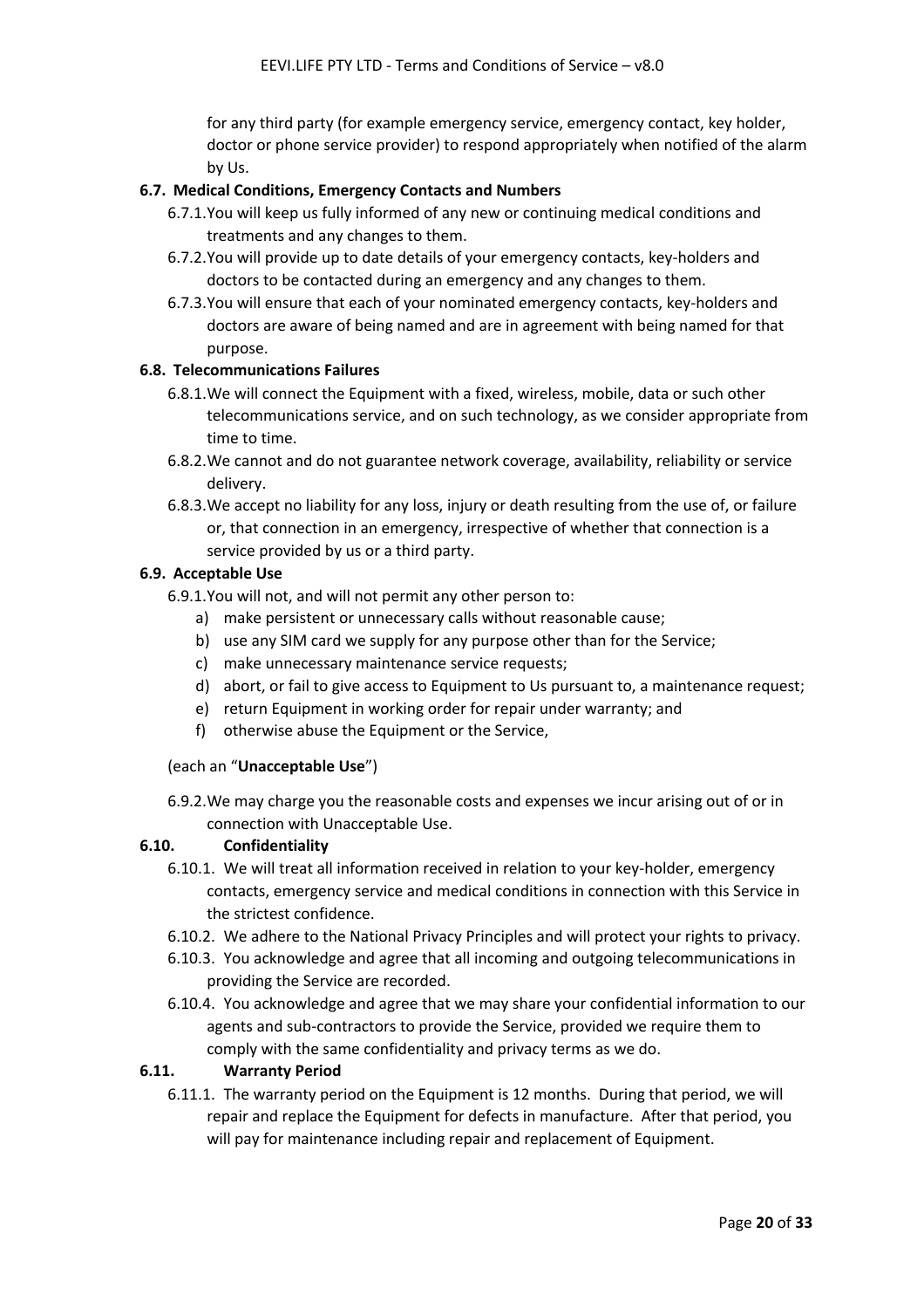for any third party (for example emergency service, emergency contact, key holder, doctor or phone service provider) to respond appropriately when notified of the alarm by Us.

**6.7. Medical Conditions, Emergency Contacts and Numbers**

6.7.1. You will keep us fully informed of any new or continuing medical conditions and treatments and any changes to them.

6.7.2. You will provide up to date details of your emergency contacts, key-holders and doctors to be contacted during an emergency and any changes to them.

6.7.3. You will ensure that each of your nominated emergency contacts, key-holders and doctors are aware of being named and are in agreement with being named for that purpose.

**6.8. Telecommunications Failures**

6.8.1. We will connect the Equipment with a fixed, wireless, mobile, data or such other telecommunications service, and on such technology, as we consider appropriate from time to time.

6.8.2. We cannot and do not guarantee network coverage, availability, reliability or service delivery.

6.8.3. We accept no liability for any loss, injury or death resulting from the use of, or failure or, that connection in an emergency, irrespective of whether that connection is a service provided by us or a third party.

**6.9. Acceptable Use**

6.9.1. You will not, and will not permit any other person to:

a) make persistent or unnecessary calls without reasonable cause;
b) use any SIM card we supply for any purpose other than for the Service;
c) make unnecessary maintenance service requests;
d) abort, or fail to give access to Equipment to Us pursuant to, a maintenance request;
e) return Equipment in working order for repair under warranty; and
f) otherwise abuse the Equipment or the Service,

(each an "**Unacceptable Use**")

6.9.2. We may charge you the reasonable costs and expenses we incur arising out of or in connection with Unacceptable Use.

**6.10. Confidentiality**

6.10.1. We will treat all information received in relation to your key-holder, emergency contacts, emergency service and medical conditions in connection with this Service in the strictest confidence.

6.10.2. We adhere to the National Privacy Principles and will protect your rights to privacy.

6.10.3. You acknowledge and agree that all incoming and outgoing telecommunications in providing the Service are recorded.

6.10.4. You acknowledge and agree that we may share your confidential information to our agents and sub-contractors to provide the Service, provided we require them to comply with the same confidentiality and privacy terms as we do.

**6.11. Warranty Period**

6.11.1. The warranty period on the Equipment is 12 months. During that period, we will repair and replace the Equipment for defects in manufacture. After that period, you will pay for maintenance including repair and replacement of Equipment.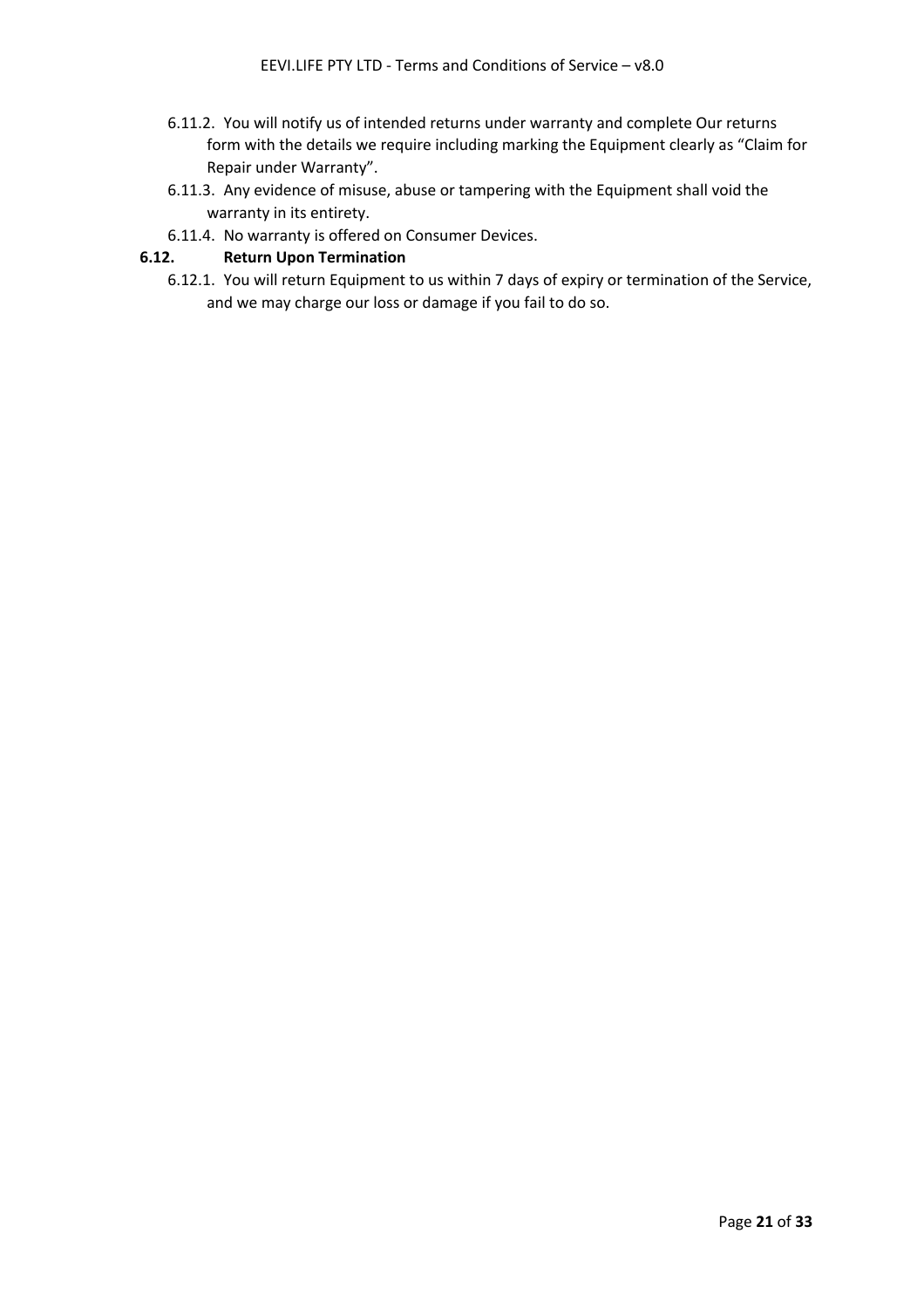6.11.2. You will notify us of intended returns under warranty and complete Our returns form with the details we require including marking the Equipment clearly as "Claim for Repair under Warranty".

6.11.3. Any evidence of misuse, abuse or tampering with the Equipment shall void the warranty in its entirety.

6.11.4. No warranty is offered on Consumer Devices.

**6.12. Return Upon Termination**

6.12.1. You will return Equipment to us within 7 days of expiry or termination of the Service, and we may charge our loss or damage if you fail to do so.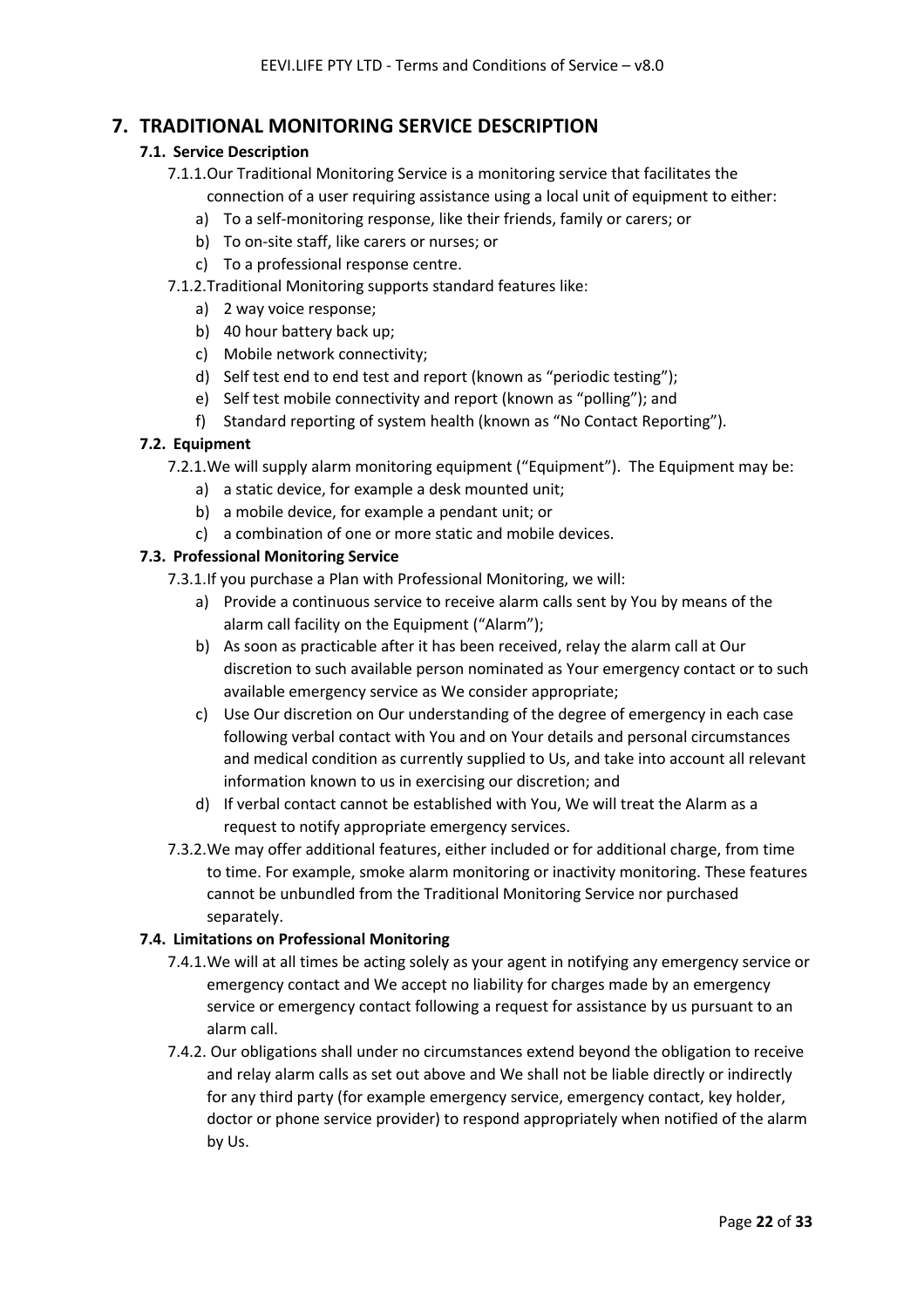## 7. TRADITIONAL MONITORING SERVICE DESCRIPTION

### 7.1. Service Description

7.1.1. Our Traditional Monitoring Service is a monitoring service that facilitates the connection of a user requiring assistance using a local unit of equipment to either:

a) To a self-monitoring response, like their friends, family or carers; or
b) To on-site staff, like carers or nurses; or
c) To a professional response centre.

7.1.2. Traditional Monitoring supports standard features like:

a) 2 way voice response;
b) 40 hour battery back up;
c) Mobile network connectivity;
d) Self test end to end test and report (known as "periodic testing");
e) Self test mobile connectivity and report (known as "polling"); and
f) Standard reporting of system health (known as "No Contact Reporting").

### 7.2. Equipment

7.2.1. We will supply alarm monitoring equipment ("Equipment"). The Equipment may be:

a) a static device, for example a desk mounted unit;
b) a mobile device, for example a pendant unit; or
c) a combination of one or more static and mobile devices.

### 7.3. Professional Monitoring Service

7.3.1. If you purchase a Plan with Professional Monitoring, we will:

a) Provide a continuous service to receive alarm calls sent by You by means of the alarm call facility on the Equipment ("Alarm");
b) As soon as practicable after it has been received, relay the alarm call at Our discretion to such available person nominated as Your emergency contact or to such available emergency service as We consider appropriate;
c) Use Our discretion on Our understanding of the degree of emergency in each case following verbal contact with You and on Your details and personal circumstances and medical condition as currently supplied to Us, and take into account all relevant information known to us in exercising our discretion; and
d) If verbal contact cannot be established with You, We will treat the Alarm as a request to notify appropriate emergency services.

7.3.2. We may offer additional features, either included or for additional charge, from time to time. For example, smoke alarm monitoring or inactivity monitoring. These features cannot be unbundled from the Traditional Monitoring Service nor purchased separately.

### 7.4. Limitations on Professional Monitoring

7.4.1. We will at all times be acting solely as your agent in notifying any emergency service or emergency contact and We accept no liability for charges made by an emergency service or emergency contact following a request for assistance by us pursuant to an alarm call.

7.4.2. Our obligations shall under no circumstances extend beyond the obligation to receive and relay alarm calls as set out above and We shall not be liable directly or indirectly for any third party (for example emergency service, emergency contact, key holder, doctor or phone service provider) to respond appropriately when notified of the alarm by Us.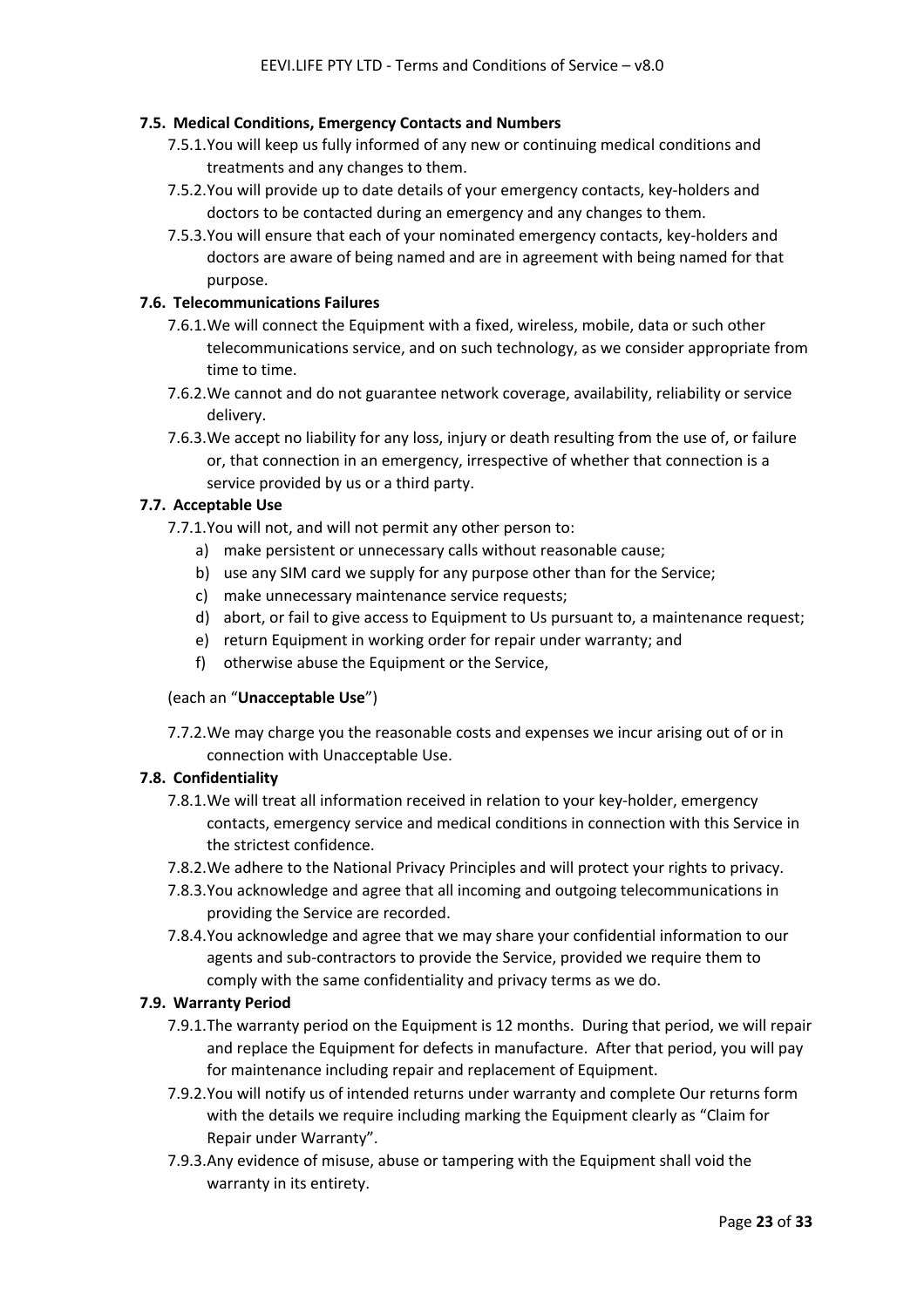### 7.5. Medical Conditions, Emergency Contacts and Numbers

7.5.1. You will keep us fully informed of any new or continuing medical conditions and treatments and any changes to them.

7.5.2. You will provide up to date details of your emergency contacts, key-holders and doctors to be contacted during an emergency and any changes to them.

7.5.3. You will ensure that each of your nominated emergency contacts, key-holders and doctors are aware of being named and are in agreement with being named for that purpose.

### 7.6. Telecommunications Failures

7.6.1. We will connect the Equipment with a fixed, wireless, mobile, data or such other telecommunications service, and on such technology, as we consider appropriate from time to time.

7.6.2. We cannot and do not guarantee network coverage, availability, reliability or service delivery.

7.6.3. We accept no liability for any loss, injury or death resulting from the use of, or failure or, that connection in an emergency, irrespective of whether that connection is a service provided by us or a third party.

### 7.7. Acceptable Use

7.7.1. You will not, and will not permit any other person to:

a) make persistent or unnecessary calls without reasonable cause;
b) use any SIM card we supply for any purpose other than for the Service;
c) make unnecessary maintenance service requests;
d) abort, or fail to give access to Equipment to Us pursuant to, a maintenance request;
e) return Equipment in working order for repair under warranty; and
f) otherwise abuse the Equipment or the Service,

(each an "**Unacceptable Use**")

7.7.2. We may charge you the reasonable costs and expenses we incur arising out of or in connection with Unacceptable Use.

### 7.8. Confidentiality

7.8.1. We will treat all information received in relation to your key-holder, emergency contacts, emergency service and medical conditions in connection with this Service in the strictest confidence.

7.8.2. We adhere to the National Privacy Principles and will protect your rights to privacy.

7.8.3. You acknowledge and agree that all incoming and outgoing telecommunications in providing the Service are recorded.

7.8.4. You acknowledge and agree that we may share your confidential information to our agents and sub-contractors to provide the Service, provided we require them to comply with the same confidentiality and privacy terms as we do.

### 7.9. Warranty Period

7.9.1. The warranty period on the Equipment is 12 months. During that period, we will repair and replace the Equipment for defects in manufacture. After that period, you will pay for maintenance including repair and replacement of Equipment.

7.9.2. You will notify us of intended returns under warranty and complete Our returns form with the details we require including marking the Equipment clearly as "Claim for Repair under Warranty".

7.9.3. Any evidence of misuse, abuse or tampering with the Equipment shall void the warranty in its entirety.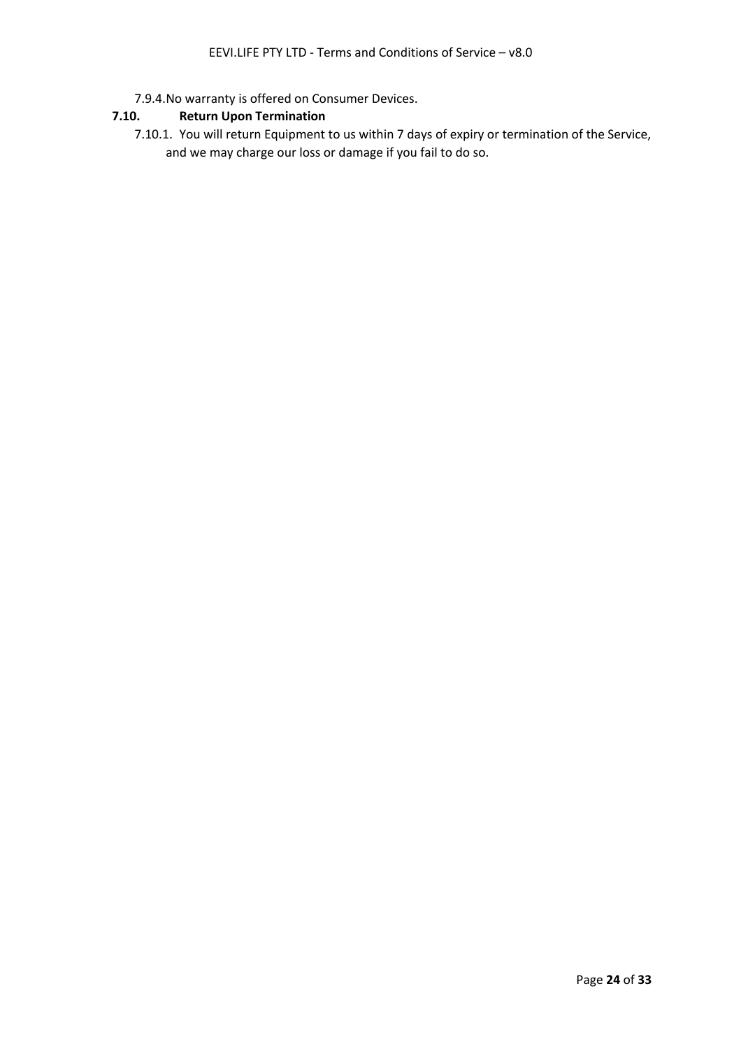7.9.4. No warranty is offered on Consumer Devices.

**7.10. Return Upon Termination**

7.10.1. You will return Equipment to us within 7 days of expiry or termination of the Service, and we may charge our loss or damage if you fail to do so.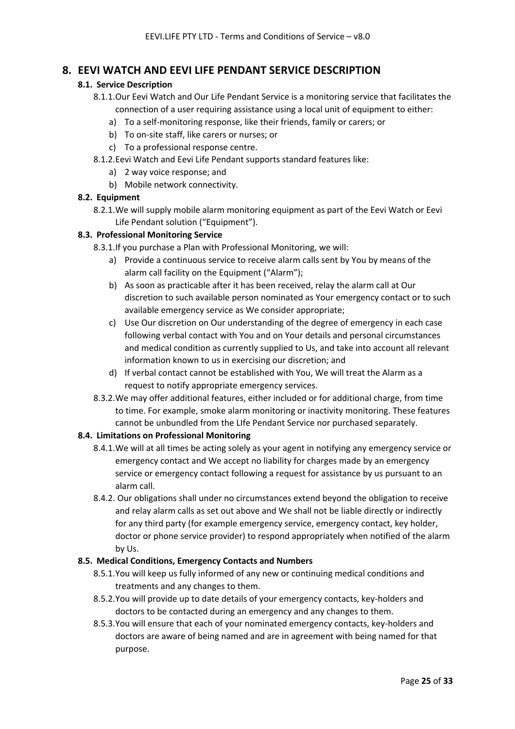## 8. EEVI WATCH AND EEVI LIFE PENDANT SERVICE DESCRIPTION

### 8.1. Service Description

8.1.1. Our Eevi Watch and Our Life Pendant Service is a monitoring service that facilitates the connection of a user requiring assistance using a local unit of equipment to either:

- a) To a self-monitoring response, like their friends, family or carers; or
- b) To on-site staff, like carers or nurses; or
- c) To a professional response centre.

8.1.2. Eevi Watch and Eevi Life Pendant supports standard features like:

- a) 2 way voice response; and
- b) Mobile network connectivity.

### 8.2. Equipment

8.2.1. We will supply mobile alarm monitoring equipment as part of the Eevi Watch or Eevi Life Pendant solution ("Equipment").

### 8.3. Professional Monitoring Service

8.3.1. If you purchase a Plan with Professional Monitoring, we will:

- a) Provide a continuous service to receive alarm calls sent by You by means of the alarm call facility on the Equipment ("Alarm");
- b) As soon as practicable after it has been received, relay the alarm call at Our discretion to such available person nominated as Your emergency contact or to such available emergency service as We consider appropriate;
- c) Use Our discretion on Our understanding of the degree of emergency in each case following verbal contact with You and on Your details and personal circumstances and medical condition as currently supplied to Us, and take into account all relevant information known to us in exercising our discretion; and
- d) If verbal contact cannot be established with You, We will treat the Alarm as a request to notify appropriate emergency services.

8.3.2. We may offer additional features, either included or for additional charge, from time to time. For example, smoke alarm monitoring or inactivity monitoring. These features cannot be unbundled from the LIfe Pendant Service nor purchased separately.

### 8.4. Limitations on Professional Monitoring

8.4.1. We will at all times be acting solely as your agent in notifying any emergency service or emergency contact and We accept no liability for charges made by an emergency service or emergency contact following a request for assistance by us pursuant to an alarm call.

8.4.2. Our obligations shall under no circumstances extend beyond the obligation to receive and relay alarm calls as set out above and We shall not be liable directly or indirectly for any third party (for example emergency service, emergency contact, key holder, doctor or phone service provider) to respond appropriately when notified of the alarm by Us.

### 8.5. Medical Conditions, Emergency Contacts and Numbers

8.5.1. You will keep us fully informed of any new or continuing medical conditions and treatments and any changes to them.

8.5.2. You will provide up to date details of your emergency contacts, key-holders and doctors to be contacted during an emergency and any changes to them.

8.5.3. You will ensure that each of your nominated emergency contacts, key-holders and doctors are aware of being named and are in agreement with being named for that purpose.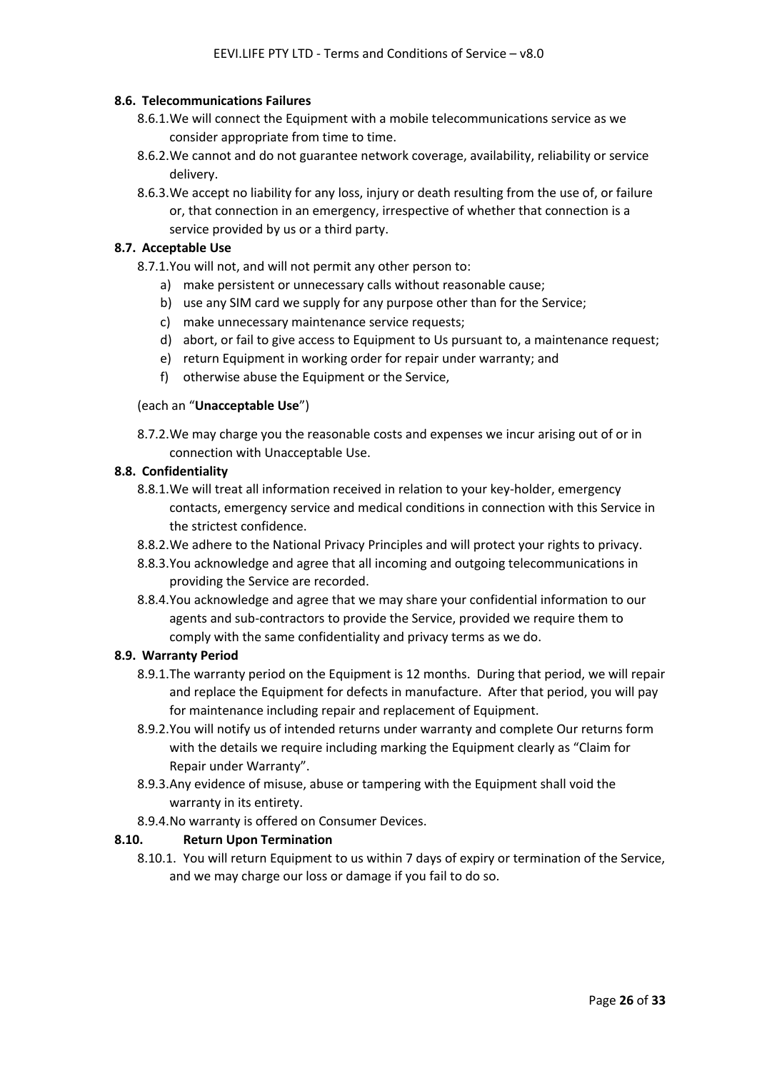### 8.6. Telecommunications Failures

8.6.1. We will connect the Equipment with a mobile telecommunications service as we consider appropriate from time to time.

8.6.2. We cannot and do not guarantee network coverage, availability, reliability or service delivery.

8.6.3. We accept no liability for any loss, injury or death resulting from the use of, or failure or, that connection in an emergency, irrespective of whether that connection is a service provided by us or a third party.

### 8.7. Acceptable Use

8.7.1. You will not, and will not permit any other person to:

a) make persistent or unnecessary calls without reasonable cause;
b) use any SIM card we supply for any purpose other than for the Service;
c) make unnecessary maintenance service requests;
d) abort, or fail to give access to Equipment to Us pursuant to, a maintenance request;
e) return Equipment in working order for repair under warranty; and
f) otherwise abuse the Equipment or the Service,

(each an "**Unacceptable Use**")

8.7.2. We may charge you the reasonable costs and expenses we incur arising out of or in connection with Unacceptable Use.

### 8.8. Confidentiality

8.8.1. We will treat all information received in relation to your key-holder, emergency contacts, emergency service and medical conditions in connection with this Service in the strictest confidence.

8.8.2. We adhere to the National Privacy Principles and will protect your rights to privacy.

8.8.3. You acknowledge and agree that all incoming and outgoing telecommunications in providing the Service are recorded.

8.8.4. You acknowledge and agree that we may share your confidential information to our agents and sub-contractors to provide the Service, provided we require them to comply with the same confidentiality and privacy terms as we do.

### 8.9. Warranty Period

8.9.1. The warranty period on the Equipment is 12 months. During that period, we will repair and replace the Equipment for defects in manufacture. After that period, you will pay for maintenance including repair and replacement of Equipment.

8.9.2. You will notify us of intended returns under warranty and complete Our returns form with the details we require including marking the Equipment clearly as "Claim for Repair under Warranty".

8.9.3. Any evidence of misuse, abuse or tampering with the Equipment shall void the warranty in its entirety.

8.9.4. No warranty is offered on Consumer Devices.

### 8.10. Return Upon Termination

8.10.1. You will return Equipment to us within 7 days of expiry or termination of the Service, and we may charge our loss or damage if you fail to do so.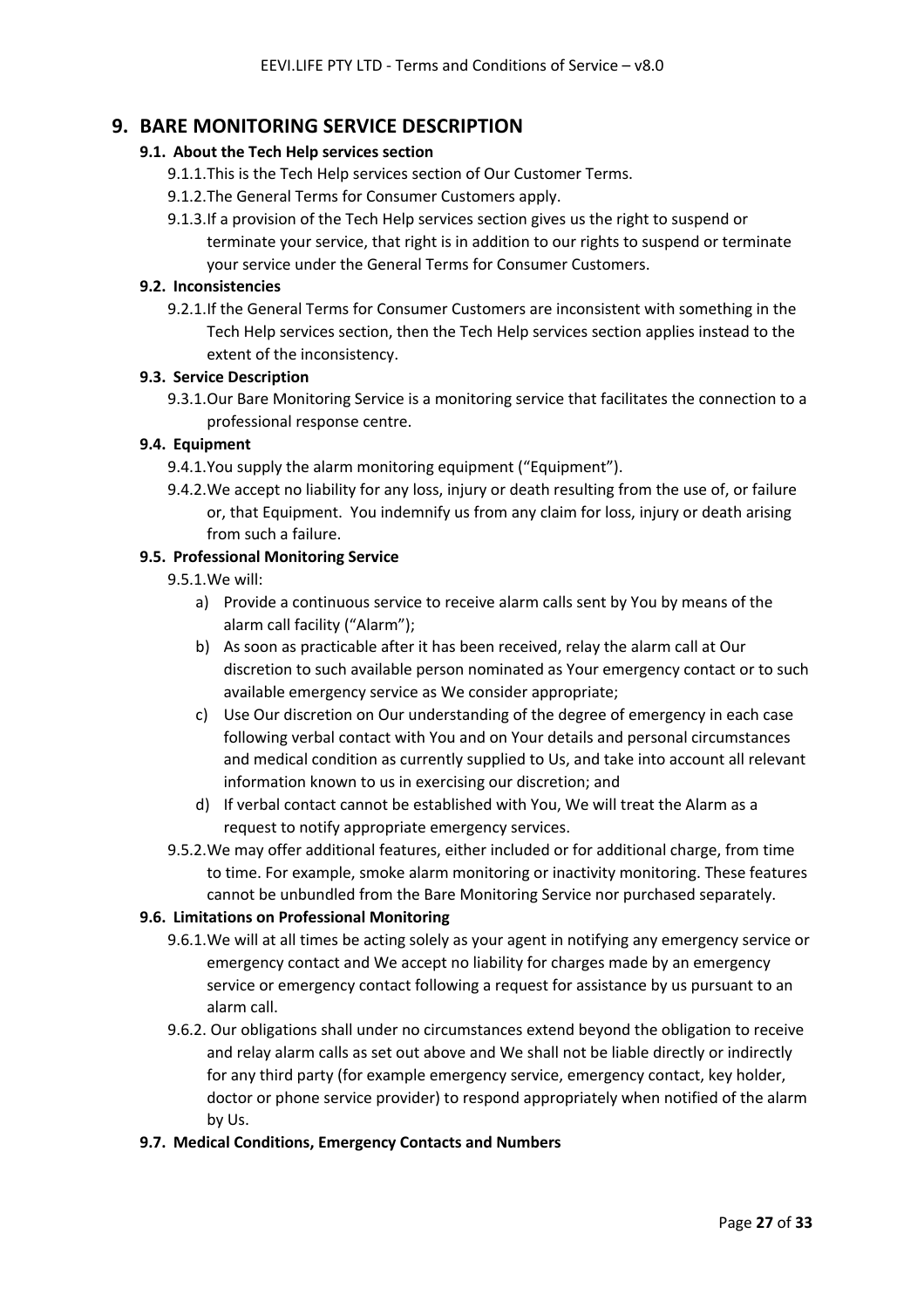## 9. BARE MONITORING SERVICE DESCRIPTION

### 9.1. About the Tech Help services section

9.1.1. This is the Tech Help services section of Our Customer Terms.

9.1.2. The General Terms for Consumer Customers apply.

9.1.3. If a provision of the Tech Help services section gives us the right to suspend or terminate your service, that right is in addition to our rights to suspend or terminate your service under the General Terms for Consumer Customers.

### 9.2. Inconsistencies

9.2.1. If the General Terms for Consumer Customers are inconsistent with something in the Tech Help services section, then the Tech Help services section applies instead to the extent of the inconsistency.

### 9.3. Service Description

9.3.1. Our Bare Monitoring Service is a monitoring service that facilitates the connection to a professional response centre.

### 9.4. Equipment

9.4.1. You supply the alarm monitoring equipment ("Equipment").

9.4.2. We accept no liability for any loss, injury or death resulting from the use of, or failure or, that Equipment. You indemnify us from any claim for loss, injury or death arising from such a failure.

### 9.5. Professional Monitoring Service

9.5.1. We will:

a) Provide a continuous service to receive alarm calls sent by You by means of the alarm call facility ("Alarm");

b) As soon as practicable after it has been received, relay the alarm call at Our discretion to such available person nominated as Your emergency contact or to such available emergency service as We consider appropriate;

c) Use Our discretion on Our understanding of the degree of emergency in each case following verbal contact with You and on Your details and personal circumstances and medical condition as currently supplied to Us, and take into account all relevant information known to us in exercising our discretion; and

d) If verbal contact cannot be established with You, We will treat the Alarm as a request to notify appropriate emergency services.

9.5.2. We may offer additional features, either included or for additional charge, from time to time. For example, smoke alarm monitoring or inactivity monitoring. These features cannot be unbundled from the Bare Monitoring Service nor purchased separately.

### 9.6. Limitations on Professional Monitoring

9.6.1. We will at all times be acting solely as your agent in notifying any emergency service or emergency contact and We accept no liability for charges made by an emergency service or emergency contact following a request for assistance by us pursuant to an alarm call.

9.6.2. Our obligations shall under no circumstances extend beyond the obligation to receive and relay alarm calls as set out above and We shall not be liable directly or indirectly for any third party (for example emergency service, emergency contact, key holder, doctor or phone service provider) to respond appropriately when notified of the alarm by Us.

### 9.7. Medical Conditions, Emergency Contacts and Numbers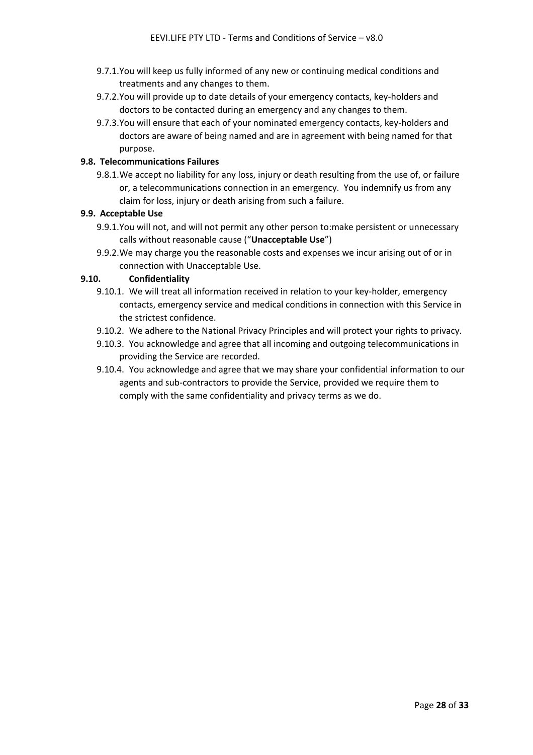9.7.1. You will keep us fully informed of any new or continuing medical conditions and treatments and any changes to them.

9.7.2. You will provide up to date details of your emergency contacts, key-holders and doctors to be contacted during an emergency and any changes to them.

9.7.3. You will ensure that each of your nominated emergency contacts, key-holders and doctors are aware of being named and are in agreement with being named for that purpose.

**9.8. Telecommunications Failures**

9.8.1. We accept no liability for any loss, injury or death resulting from the use of, or failure or, a telecommunications connection in an emergency. You indemnify us from any claim for loss, injury or death arising from such a failure.

**9.9. Acceptable Use**

9.9.1. You will not, and will not permit any other person to:make persistent or unnecessary calls without reasonable cause ("**Unacceptable Use**")

9.9.2. We may charge you the reasonable costs and expenses we incur arising out of or in connection with Unacceptable Use.

**9.10. Confidentiality**

9.10.1. We will treat all information received in relation to your key-holder, emergency contacts, emergency service and medical conditions in connection with this Service in the strictest confidence.

9.10.2. We adhere to the National Privacy Principles and will protect your rights to privacy.

9.10.3. You acknowledge and agree that all incoming and outgoing telecommunications in providing the Service are recorded.

9.10.4. You acknowledge and agree that we may share your confidential information to our agents and sub-contractors to provide the Service, provided we require them to comply with the same confidentiality and privacy terms as we do.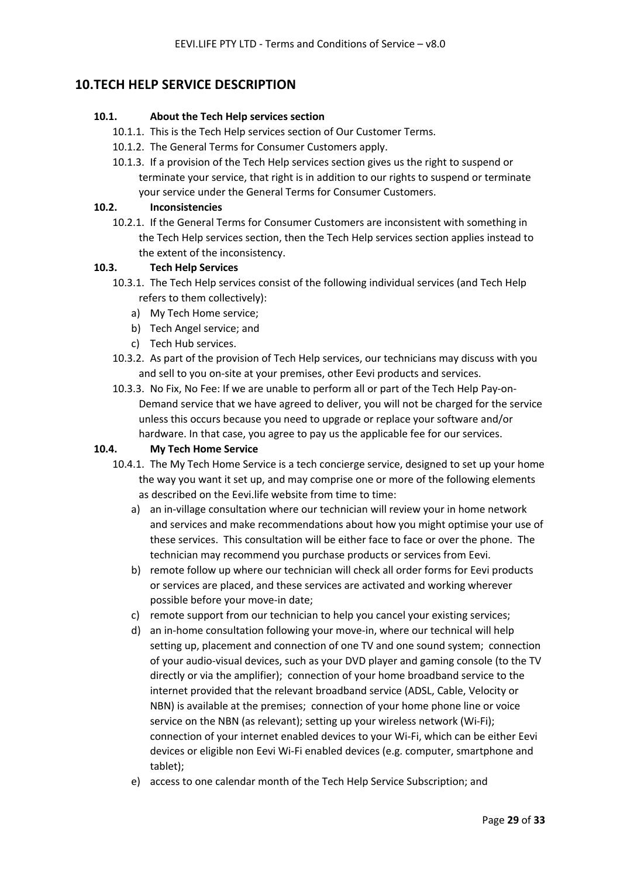## 10. TECH HELP SERVICE DESCRIPTION

### 10.1. About the Tech Help services section

10.1.1. This is the Tech Help services section of Our Customer Terms.

10.1.2. The General Terms for Consumer Customers apply.

10.1.3. If a provision of the Tech Help services section gives us the right to suspend or terminate your service, that right is in addition to our rights to suspend or terminate your service under the General Terms for Consumer Customers.

### 10.2. Inconsistencies

10.2.1. If the General Terms for Consumer Customers are inconsistent with something in the Tech Help services section, then the Tech Help services section applies instead to the extent of the inconsistency.

### 10.3. Tech Help Services

10.3.1. The Tech Help services consist of the following individual services (and Tech Help refers to them collectively):

a) My Tech Home service;
b) Tech Angel service; and
c) Tech Hub services.

10.3.2. As part of the provision of Tech Help services, our technicians may discuss with you and sell to you on-site at your premises, other Eevi products and services.

10.3.3. No Fix, No Fee: If we are unable to perform all or part of the Tech Help Pay-on-Demand service that we have agreed to deliver, you will not be charged for the service unless this occurs because you need to upgrade or replace your software and/or hardware. In that case, you agree to pay us the applicable fee for our services.

### 10.4. My Tech Home Service

10.4.1. The My Tech Home Service is a tech concierge service, designed to set up your home the way you want it set up, and may comprise one or more of the following elements as described on the Eevi.life website from time to time:

a) an in-village consultation where our technician will review your in home network and services and make recommendations about how you might optimise your use of these services. This consultation will be either face to face or over the phone. The technician may recommend you purchase products or services from Eevi.
b) remote follow up where our technician will check all order forms for Eevi products or services are placed, and these services are activated and working wherever possible before your move-in date;
c) remote support from our technician to help you cancel your existing services;
d) an in-home consultation following your move-in, where our technical will help setting up, placement and connection of one TV and one sound system; connection of your audio-visual devices, such as your DVD player and gaming console (to the TV directly or via the amplifier); connection of your home broadband service to the internet provided that the relevant broadband service (ADSL, Cable, Velocity or NBN) is available at the premises; connection of your home phone line or voice service on the NBN (as relevant); setting up your wireless network (Wi-Fi); connection of your internet enabled devices to your Wi-Fi, which can be either Eevi devices or eligible non Eevi Wi-Fi enabled devices (e.g. computer, smartphone and tablet);
e) access to one calendar month of the Tech Help Service Subscription; and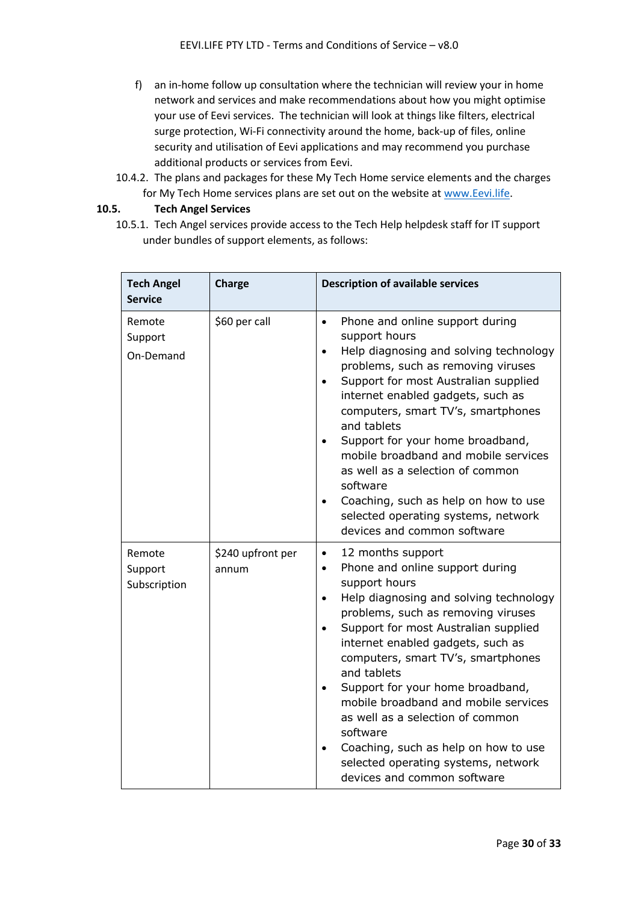f) an in-home follow up consultation where the technician will review your in home network and services and make recommendations about how you might optimise your use of Eevi services. The technician will look at things like filters, electrical surge protection, Wi-Fi connectivity around the home, back-up of files, online security and utilisation of Eevi applications and may recommend you purchase additional products or services from Eevi.

10.4.2. The plans and packages for these My Tech Home service elements and the charges for My Tech Home services plans are set out on the website at [www.Eevi.life](www.Eevi.life).

**10.5. Tech Angel Services**

10.5.1. Tech Angel services provide access to the Tech Help helpdesk staff for IT support under bundles of support elements, as follows:

| Tech Angel Service | Charge | Description of available services |
|---|---|---|
| Remote Support On-Demand | $60 per call | • Phone and online support during support hours<br>• Help diagnosing and solving technology problems, such as removing viruses<br>• Support for most Australian supplied internet enabled gadgets, such as computers, smart TV's, smartphones and tablets<br>• Support for your home broadband, mobile broadband and mobile services as well as a selection of common software<br>• Coaching, such as help on how to use selected operating systems, network devices and common software |
| Remote Support Subscription | $240 upfront per annum | • 12 months support<br>• Phone and online support during support hours<br>• Help diagnosing and solving technology problems, such as removing viruses<br>• Support for most Australian supplied internet enabled gadgets, such as computers, smart TV's, smartphones and tablets<br>• Support for your home broadband, mobile broadband and mobile services as well as a selection of common software<br>• Coaching, such as help on how to use selected operating systems, network devices and common software |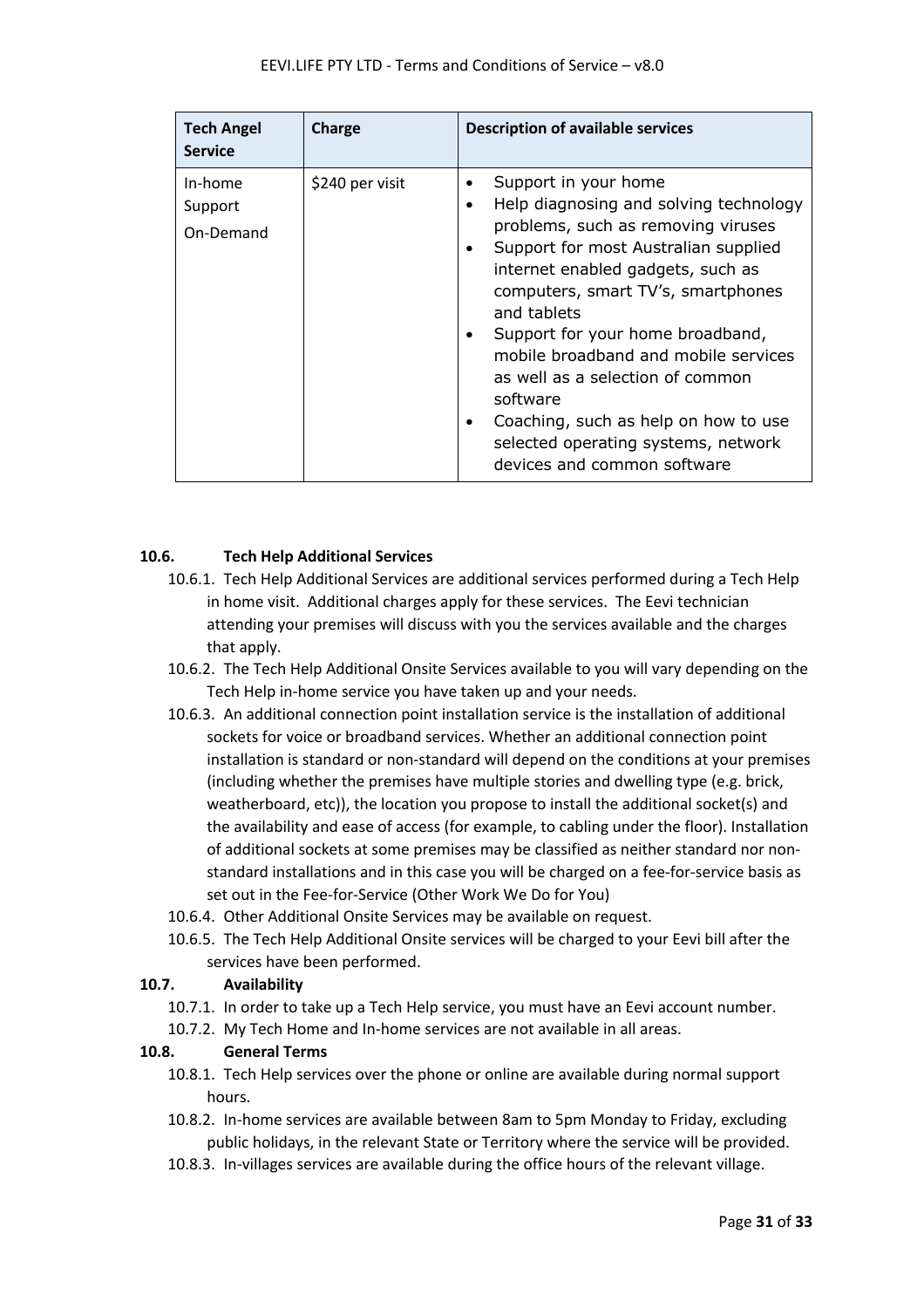| Tech Angel Service | Charge | Description of available services |
|---|---|---|
| In-home Support On-Demand | $240 per visit | • Support in your home<br>• Help diagnosing and solving technology problems, such as removing viruses<br>• Support for most Australian supplied internet enabled gadgets, such as computers, smart TV's, smartphones and tablets<br>• Support for your home broadband, mobile broadband and mobile services as well as a selection of common software<br>• Coaching, such as help on how to use selected operating systems, network devices and common software |

**10.6. Tech Help Additional Services**

10.6.1. Tech Help Additional Services are additional services performed during a Tech Help in home visit. Additional charges apply for these services. The Eevi technician attending your premises will discuss with you the services available and the charges that apply.

10.6.2. The Tech Help Additional Onsite Services available to you will vary depending on the Tech Help in-home service you have taken up and your needs.

10.6.3. An additional connection point installation service is the installation of additional sockets for voice or broadband services. Whether an additional connection point installation is standard or non-standard will depend on the conditions at your premises (including whether the premises have multiple stories and dwelling type (e.g. brick, weatherboard, etc)), the location you propose to install the additional socket(s) and the availability and ease of access (for example, to cabling under the floor). Installation of additional sockets at some premises may be classified as neither standard nor non-standard installations and in this case you will be charged on a fee-for-service basis as set out in the Fee-for-Service (Other Work We Do for You)

10.6.4. Other Additional Onsite Services may be available on request.

10.6.5. The Tech Help Additional Onsite services will be charged to your Eevi bill after the services have been performed.

**10.7. Availability**

10.7.1. In order to take up a Tech Help service, you must have an Eevi account number.

10.7.2. My Tech Home and In-home services are not available in all areas.

**10.8. General Terms**

10.8.1. Tech Help services over the phone or online are available during normal support hours.

10.8.2. In-home services are available between 8am to 5pm Monday to Friday, excluding public holidays, in the relevant State or Territory where the service will be provided.

10.8.3. In-villages services are available during the office hours of the relevant village.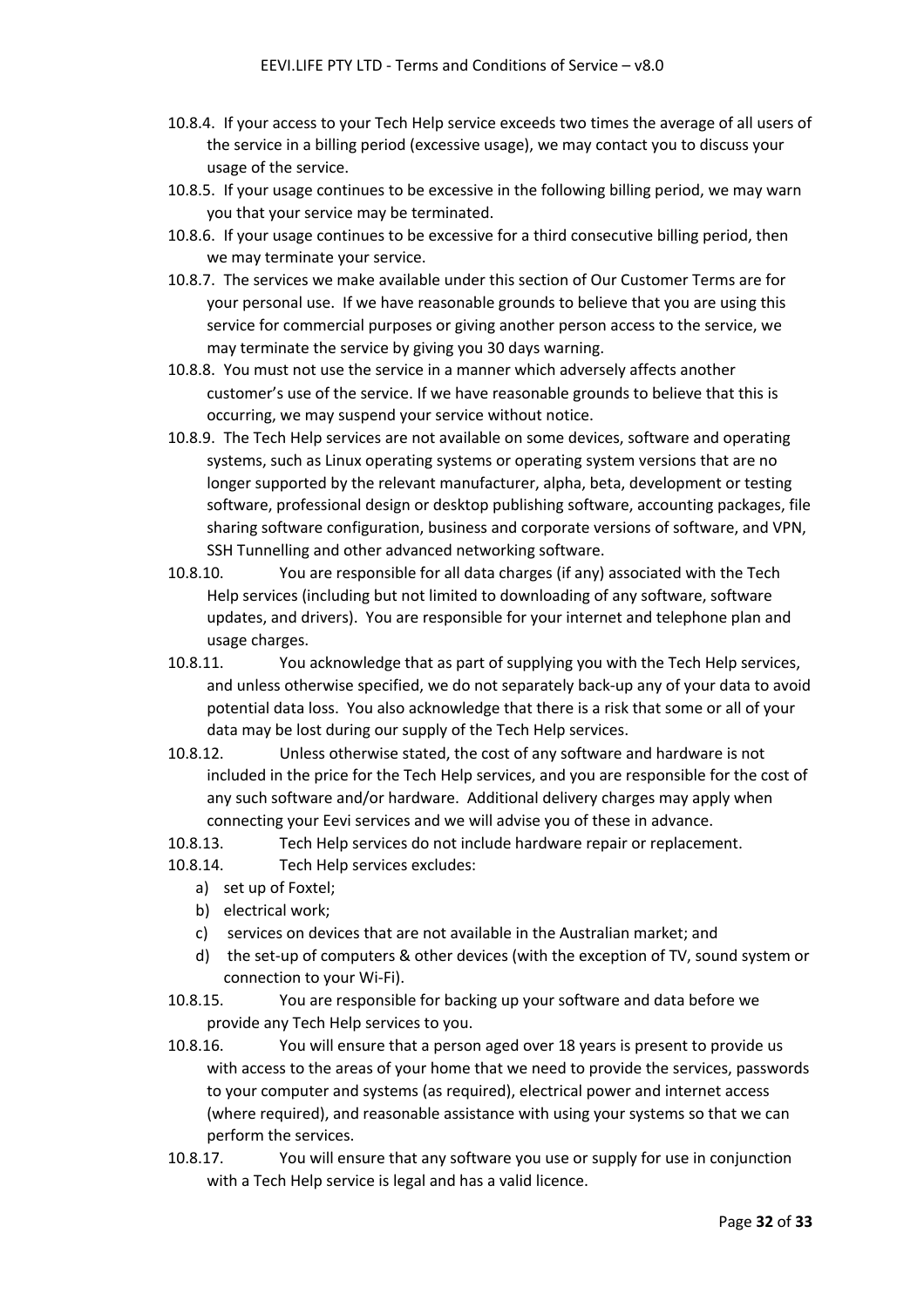10.8.4. If your access to your Tech Help service exceeds two times the average of all users of the service in a billing period (excessive usage), we may contact you to discuss your usage of the service.

10.8.5. If your usage continues to be excessive in the following billing period, we may warn you that your service may be terminated.

10.8.6. If your usage continues to be excessive for a third consecutive billing period, then we may terminate your service.

10.8.7. The services we make available under this section of Our Customer Terms are for your personal use. If we have reasonable grounds to believe that you are using this service for commercial purposes or giving another person access to the service, we may terminate the service by giving you 30 days warning.

10.8.8. You must not use the service in a manner which adversely affects another customer's use of the service. If we have reasonable grounds to believe that this is occurring, we may suspend your service without notice.

10.8.9. The Tech Help services are not available on some devices, software and operating systems, such as Linux operating systems or operating system versions that are no longer supported by the relevant manufacturer, alpha, beta, development or testing software, professional design or desktop publishing software, accounting packages, file sharing software configuration, business and corporate versions of software, and VPN, SSH Tunnelling and other advanced networking software.

10.8.10. You are responsible for all data charges (if any) associated with the Tech Help services (including but not limited to downloading of any software, software updates, and drivers). You are responsible for your internet and telephone plan and usage charges.

10.8.11. You acknowledge that as part of supplying you with the Tech Help services, and unless otherwise specified, we do not separately back-up any of your data to avoid potential data loss. You also acknowledge that there is a risk that some or all of your data may be lost during our supply of the Tech Help services.

10.8.12. Unless otherwise stated, the cost of any software and hardware is not included in the price for the Tech Help services, and you are responsible for the cost of any such software and/or hardware. Additional delivery charges may apply when connecting your Eevi services and we will advise you of these in advance.

10.8.13. Tech Help services do not include hardware repair or replacement.

10.8.14. Tech Help services excludes:

a) set up of Foxtel;
b) electrical work;
c) services on devices that are not available in the Australian market; and
d) the set-up of computers & other devices (with the exception of TV, sound system or connection to your Wi-Fi).

10.8.15. You are responsible for backing up your software and data before we provide any Tech Help services to you.

10.8.16. You will ensure that a person aged over 18 years is present to provide us with access to the areas of your home that we need to provide the services, passwords to your computer and systems (as required), electrical power and internet access (where required), and reasonable assistance with using your systems so that we can perform the services.

10.8.17. You will ensure that any software you use or supply for use in conjunction with a Tech Help service is legal and has a valid licence.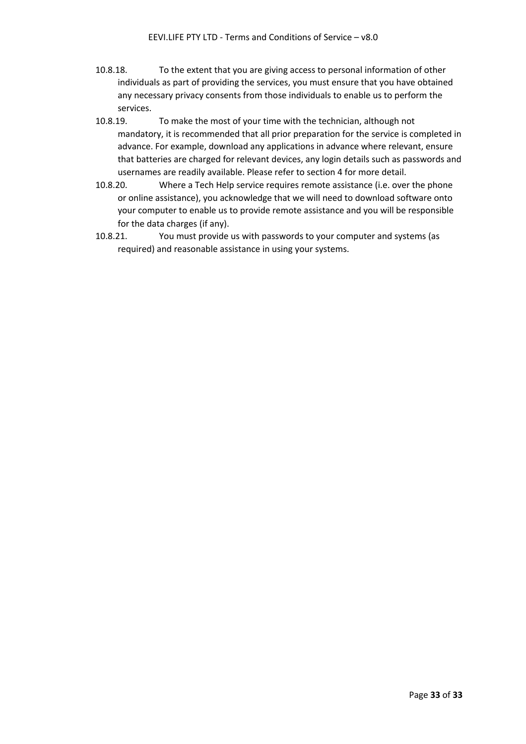10.8.18. To the extent that you are giving access to personal information of other individuals as part of providing the services, you must ensure that you have obtained any necessary privacy consents from those individuals to enable us to perform the services.

10.8.19. To make the most of your time with the technician, although not mandatory, it is recommended that all prior preparation for the service is completed in advance. For example, download any applications in advance where relevant, ensure that batteries are charged for relevant devices, any login details such as passwords and usernames are readily available. Please refer to section 4 for more detail.

10.8.20. Where a Tech Help service requires remote assistance (i.e. over the phone or online assistance), you acknowledge that we will need to download software onto your computer to enable us to provide remote assistance and you will be responsible for the data charges (if any).

10.8.21. You must provide us with passwords to your computer and systems (as required) and reasonable assistance in using your systems.